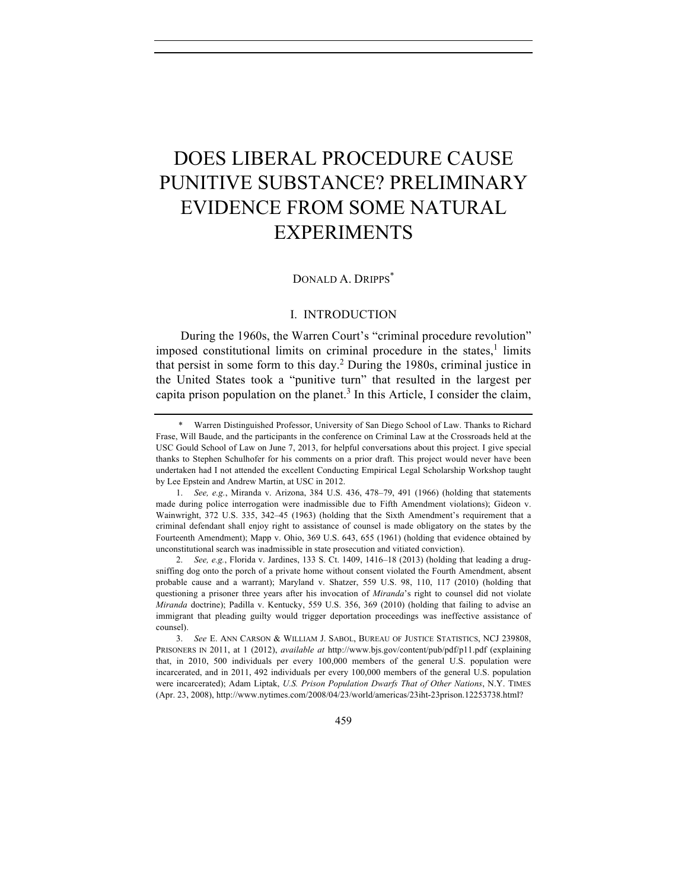# DOES LIBERAL PROCEDURE CAUSE PUNITIVE SUBSTANCE? PRELIMINARY EVIDENCE FROM SOME NATURAL EXPERIMENTS

DONALD A. DRIPPS[*]

## I. INTRODUCTION

During the 1960s, the Warren Court's "criminal procedure revolution" imposed constitutional limits on criminal procedure in the states,[1] limits that persist in some form to this day.[2] During the 1980s, criminal justice in the United States took a "punitive turn" that resulted in the largest per capita prison population on the planet.[3] In this Article, I consider the claim,

---

\* Warren Distinguished Professor, University of San Diego School of Law. Thanks to Richard Frase, Will Baude, and the participants in the conference on Criminal Law at the Crossroads held at the USC Gould School of Law on June 7, 2013, for helpful conversations about this project. I give special thanks to Stephen Schulhofer for his comments on a prior draft. This project would never have been undertaken had I not attended the excellent Conducting Empirical Legal Scholarship Workshop taught by Lee Epstein and Andrew Martin, at USC in 2012.

1. *See, e.g.*, Miranda v. Arizona, 384 U.S. 436, 478–79, 491 (1966) (holding that statements made during police interrogation were inadmissible due to Fifth Amendment violations); Gideon v. Wainwright, 372 U.S. 335, 342–45 (1963) (holding that the Sixth Amendment's requirement that a criminal defendant shall enjoy right to assistance of counsel is made obligatory on the states by the Fourteenth Amendment); Mapp v. Ohio, 369 U.S. 643, 655 (1961) (holding that evidence obtained by unconstitutional search was inadmissible in state prosecution and vitiated conviction).

2. *See, e.g.*, Florida v. Jardines, 133 S. Ct. 1409, 1416–18 (2013) (holding that leading a drug-sniffing dog onto the porch of a private home without consent violated the Fourth Amendment, absent probable cause and a warrant); Maryland v. Shatzer, 559 U.S. 98, 110, 117 (2010) (holding that questioning a prisoner three years after his invocation of *Miranda*'s right to counsel did not violate *Miranda* doctrine); Padilla v. Kentucky, 559 U.S. 356, 369 (2010) (holding that failing to advise an immigrant that pleading guilty would trigger deportation proceedings was ineffective assistance of counsel).

3. *See* E. ANN CARSON & WILLIAM J. SABOL, BUREAU OF JUSTICE STATISTICS, NCJ 239808, PRISONERS IN 2011, at 1 (2012), *available at* http://www.bjs.gov/content/pub/pdf/p11.pdf (explaining that, in 2010, 500 individuals per every 100,000 members of the general U.S. population were incarcerated, and in 2011, 492 individuals per every 100,000 members of the general U.S. population were incarcerated); Adam Liptak, *U.S. Prison Population Dwarfs That of Other Nations*, N.Y. TIMES (Apr. 23, 2008), http://www.nytimes.com/2008/04/23/world/americas/23iht-23prison.12253738.html?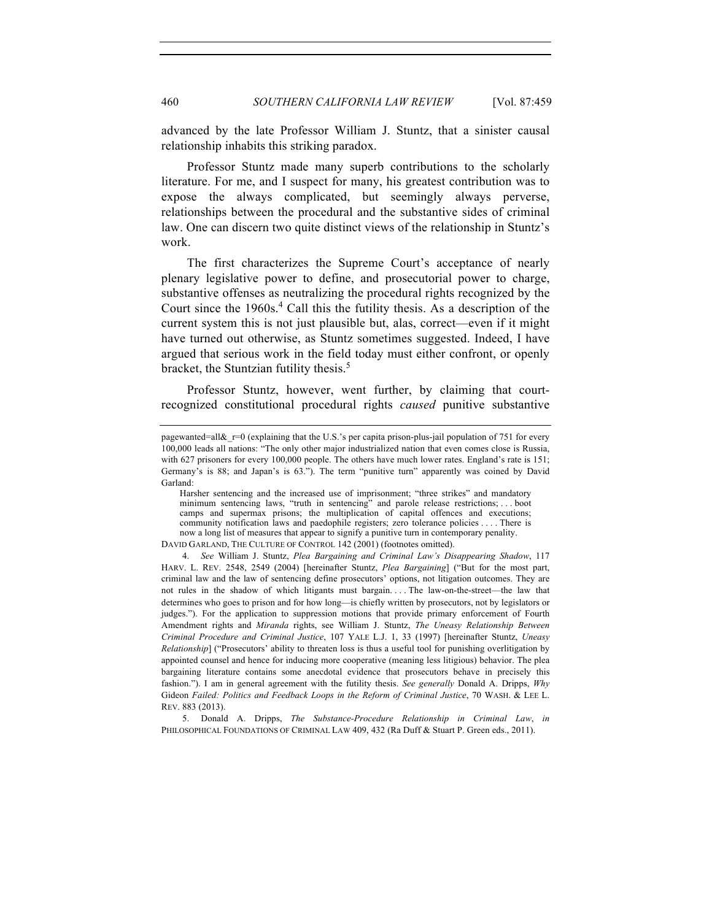advanced by the late Professor William J. Stuntz, that a sinister causal relationship inhabits this striking paradox.

Professor Stuntz made many superb contributions to the scholarly literature. For me, and I suspect for many, his greatest contribution was to expose the always complicated, but seemingly always perverse, relationships between the procedural and the substantive sides of criminal law. One can discern two quite distinct views of the relationship in Stuntz's work.

The first characterizes the Supreme Court's acceptance of nearly plenary legislative power to define, and prosecutorial power to charge, substantive offenses as neutralizing the procedural rights recognized by the Court since the 1960s.[4] Call this the futility thesis. As a description of the current system this is not just plausible but, alas, correct—even if it might have turned out otherwise, as Stuntz sometimes suggested. Indeed, I have argued that serious work in the field today must either confront, or openly bracket, the Stuntzian futility thesis.[5]

Professor Stuntz, however, went further, by claiming that court-recognized constitutional procedural rights *caused* punitive substantive

---

pagewanted=all&_r=0 (explaining that the U.S.'s per capita prison-plus-jail population of 751 for every 100,000 leads all nations: "The only other major industrialized nation that even comes close is Russia, with 627 prisoners for every 100,000 people. The others have much lower rates. England's rate is 151; Germany's is 88; and Japan's is 63."). The term "punitive turn" apparently was coined by David Garland:

> Harsher sentencing and the increased use of imprisonment; "three strikes" and mandatory minimum sentencing laws, "truth in sentencing" and parole release restrictions; . . . boot camps and supermax prisons; the multiplication of capital offences and executions; community notification laws and paedophile registers; zero tolerance policies . . . . There is now a long list of measures that appear to signify a punitive turn in contemporary penality.

DAVID GARLAND, THE CULTURE OF CONTROL 142 (2001) (footnotes omitted).

4. *See* William J. Stuntz, *Plea Bargaining and Criminal Law's Disappearing Shadow*, 117 HARV. L. REV. 2548, 2549 (2004) [hereinafter Stuntz, *Plea Bargaining*] ("But for the most part, criminal law and the law of sentencing define prosecutors' options, not litigation outcomes. They are not rules in the shadow of which litigants must bargain. . . . The law-on-the-street—the law that determines who goes to prison and for how long—is chiefly written by prosecutors, not by legislators or judges."). For the application to suppression motions that provide primary enforcement of Fourth Amendment rights and *Miranda* rights, see William J. Stuntz, *The Uneasy Relationship Between Criminal Procedure and Criminal Justice*, 107 YALE L.J. 1, 33 (1997) [hereinafter Stuntz, *Uneasy Relationship*] ("Prosecutors' ability to threaten loss is thus a useful tool for punishing overlitigation by appointed counsel and hence for inducing more cooperative (meaning less litigious) behavior. The plea bargaining literature contains some anecdotal evidence that prosecutors behave in precisely this fashion."). I am in general agreement with the futility thesis. *See generally* Donald A. Dripps, *Why* Gideon *Failed: Politics and Feedback Loops in the Reform of Criminal Justice*, 70 WASH. & LEE L. REV. 883 (2013).

5. Donald A. Dripps, *The Substance-Procedure Relationship in Criminal Law*, *in* PHILOSOPHICAL FOUNDATIONS OF CRIMINAL LAW 409, 432 (Ra Duff & Stuart P. Green eds., 2011).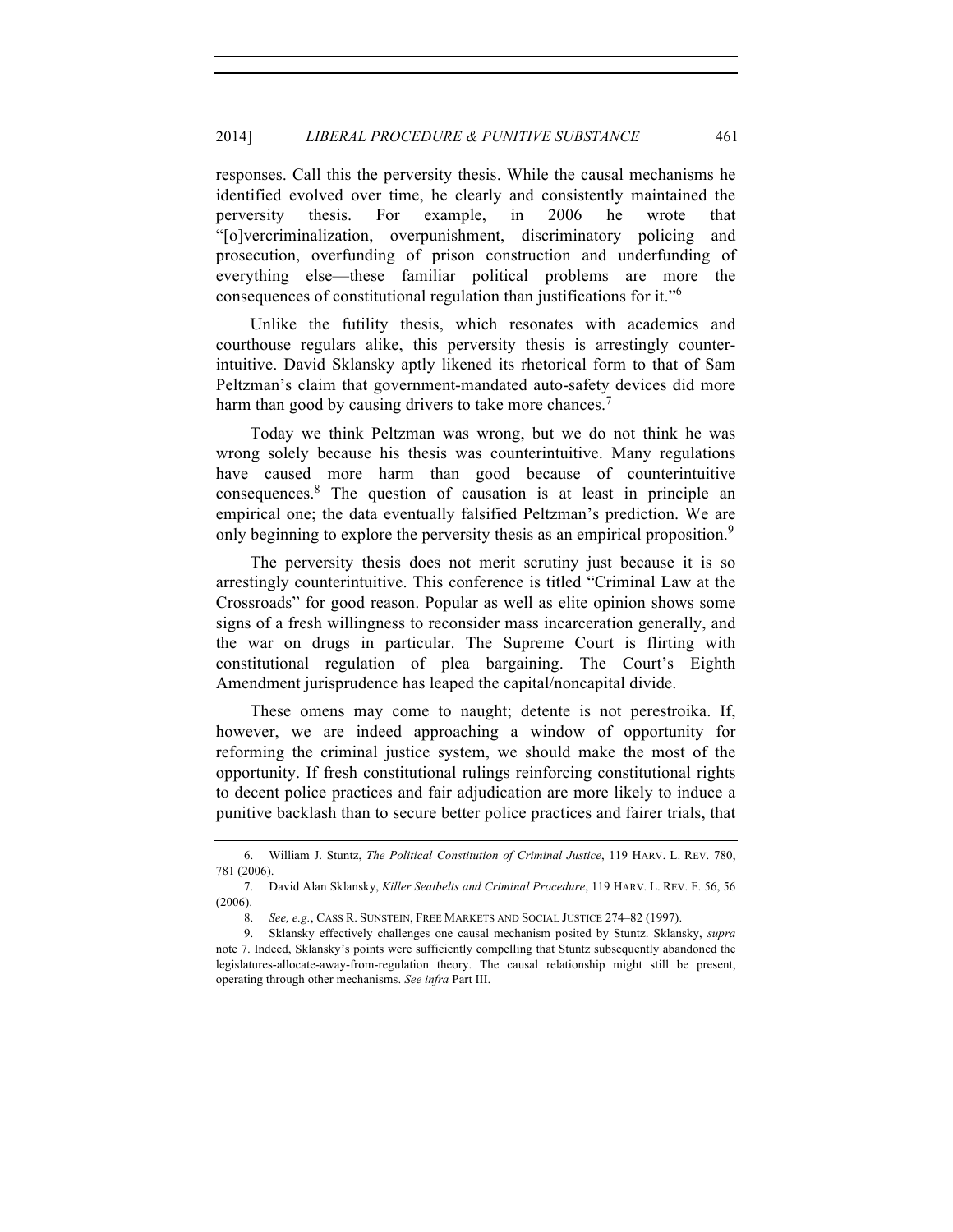responses. Call this the perversity thesis. While the causal mechanisms he identified evolved over time, he clearly and consistently maintained the perversity thesis. For example, in 2006 he wrote that "[o]vercriminalization, overpunishment, discriminatory policing and prosecution, overfunding of prison construction and underfunding of everything else—these familiar political problems are more the consequences of constitutional regulation than justifications for it."[6]

Unlike the futility thesis, which resonates with academics and courthouse regulars alike, this perversity thesis is arrestingly counter-intuitive. David Sklansky aptly likened its rhetorical form to that of Sam Peltzman's claim that government-mandated auto-safety devices did more harm than good by causing drivers to take more chances.[7]

Today we think Peltzman was wrong, but we do not think he was wrong solely because his thesis was counterintuitive. Many regulations have caused more harm than good because of counterintuitive consequences.[8] The question of causation is at least in principle an empirical one; the data eventually falsified Peltzman's prediction. We are only beginning to explore the perversity thesis as an empirical proposition.[9]

The perversity thesis does not merit scrutiny just because it is so arrestingly counterintuitive. This conference is titled "Criminal Law at the Crossroads" for good reason. Popular as well as elite opinion shows some signs of a fresh willingness to reconsider mass incarceration generally, and the war on drugs in particular. The Supreme Court is flirting with constitutional regulation of plea bargaining. The Court's Eighth Amendment jurisprudence has leaped the capital/noncapital divide.

These omens may come to naught; detente is not perestroika. If, however, we are indeed approaching a window of opportunity for reforming the criminal justice system, we should make the most of the opportunity. If fresh constitutional rulings reinforcing constitutional rights to decent police practices and fair adjudication are more likely to induce a punitive backlash than to secure better police practices and fairer trials, that

---

6. William J. Stuntz, *The Political Constitution of Criminal Justice*, 119 HARV. L. REV. 780, 781 (2006).

7. David Alan Sklansky, *Killer Seatbelts and Criminal Procedure*, 119 HARV. L. REV. F. 56, 56 (2006).

8. *See, e.g.*, CASS R. SUNSTEIN, FREE MARKETS AND SOCIAL JUSTICE 274–82 (1997).

9. Sklansky effectively challenges one causal mechanism posited by Stuntz. Sklansky, *supra* note 7. Indeed, Sklansky's points were sufficiently compelling that Stuntz subsequently abandoned the legislatures-allocate-away-from-regulation theory. The causal relationship might still be present, operating through other mechanisms. *See infra* Part III.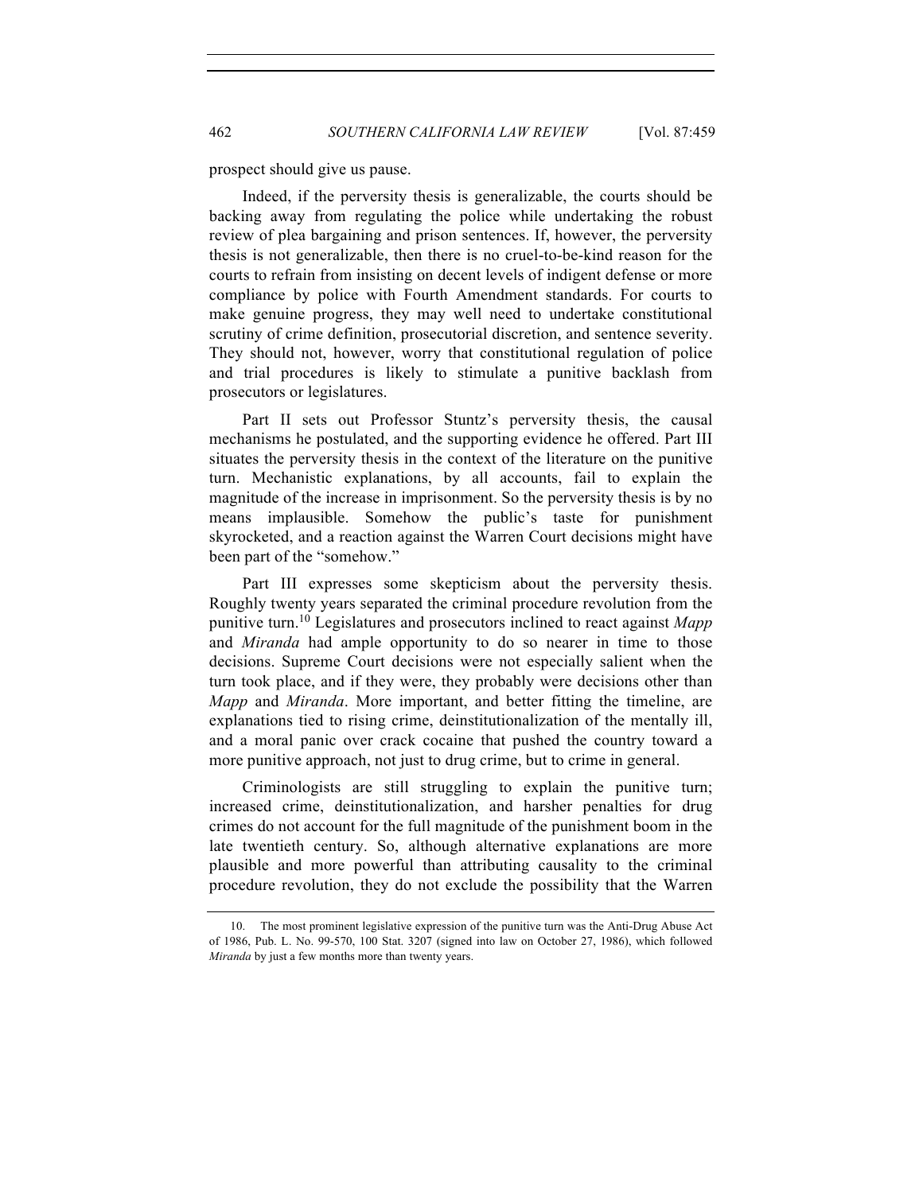prospect should give us pause.

Indeed, if the perversity thesis is generalizable, the courts should be backing away from regulating the police while undertaking the robust review of plea bargaining and prison sentences. If, however, the perversity thesis is not generalizable, then there is no cruel-to-be-kind reason for the courts to refrain from insisting on decent levels of indigent defense or more compliance by police with Fourth Amendment standards. For courts to make genuine progress, they may well need to undertake constitutional scrutiny of crime definition, prosecutorial discretion, and sentence severity. They should not, however, worry that constitutional regulation of police and trial procedures is likely to stimulate a punitive backlash from prosecutors or legislatures.

Part II sets out Professor Stuntz's perversity thesis, the causal mechanisms he postulated, and the supporting evidence he offered. Part III situates the perversity thesis in the context of the literature on the punitive turn. Mechanistic explanations, by all accounts, fail to explain the magnitude of the increase in imprisonment. So the perversity thesis is by no means implausible. Somehow the public's taste for punishment skyrocketed, and a reaction against the Warren Court decisions might have been part of the "somehow."

Part III expresses some skepticism about the perversity thesis. Roughly twenty years separated the criminal procedure revolution from the punitive turn.[10] Legislatures and prosecutors inclined to react against *Mapp* and *Miranda* had ample opportunity to do so nearer in time to those decisions. Supreme Court decisions were not especially salient when the turn took place, and if they were, they probably were decisions other than *Mapp* and *Miranda*. More important, and better fitting the timeline, are explanations tied to rising crime, deinstitutionalization of the mentally ill, and a moral panic over crack cocaine that pushed the country toward a more punitive approach, not just to drug crime, but to crime in general.

Criminologists are still struggling to explain the punitive turn; increased crime, deinstitutionalization, and harsher penalties for drug crimes do not account for the full magnitude of the punishment boom in the late twentieth century. So, although alternative explanations are more plausible and more powerful than attributing causality to the criminal procedure revolution, they do not exclude the possibility that the Warren

10. The most prominent legislative expression of the punitive turn was the Anti-Drug Abuse Act of 1986, Pub. L. No. 99-570, 100 Stat. 3207 (signed into law on October 27, 1986), which followed *Miranda* by just a few months more than twenty years.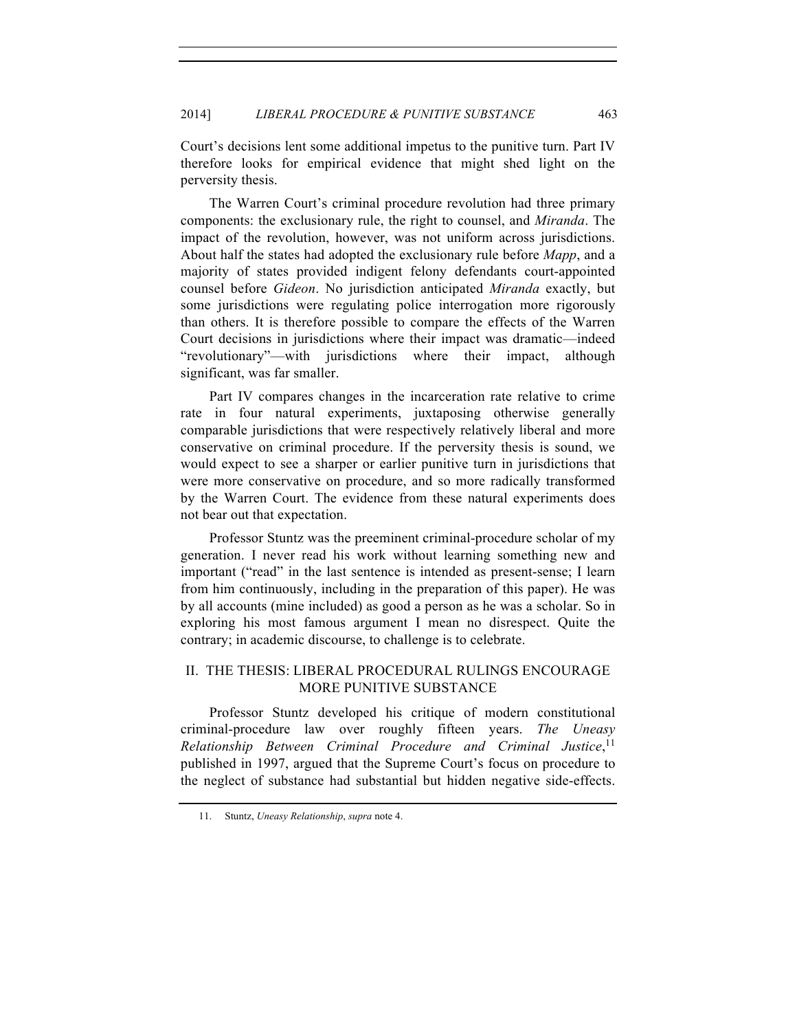Court's decisions lent some additional impetus to the punitive turn. Part IV therefore looks for empirical evidence that might shed light on the perversity thesis.

The Warren Court's criminal procedure revolution had three primary components: the exclusionary rule, the right to counsel, and *Miranda*. The impact of the revolution, however, was not uniform across jurisdictions. About half the states had adopted the exclusionary rule before *Mapp*, and a majority of states provided indigent felony defendants court-appointed counsel before *Gideon*. No jurisdiction anticipated *Miranda* exactly, but some jurisdictions were regulating police interrogation more rigorously than others. It is therefore possible to compare the effects of the Warren Court decisions in jurisdictions where their impact was dramatic—indeed "revolutionary"—with jurisdictions where their impact, although significant, was far smaller.

Part IV compares changes in the incarceration rate relative to crime rate in four natural experiments, juxtaposing otherwise generally comparable jurisdictions that were respectively relatively liberal and more conservative on criminal procedure. If the perversity thesis is sound, we would expect to see a sharper or earlier punitive turn in jurisdictions that were more conservative on procedure, and so more radically transformed by the Warren Court. The evidence from these natural experiments does not bear out that expectation.

Professor Stuntz was the preeminent criminal-procedure scholar of my generation. I never read his work without learning something new and important ("read" in the last sentence is intended as present-sense; I learn from him continuously, including in the preparation of this paper). He was by all accounts (mine included) as good a person as he was a scholar. So in exploring his most famous argument I mean no disrespect. Quite the contrary; in academic discourse, to challenge is to celebrate.

## II. THE THESIS: LIBERAL PROCEDURAL RULINGS ENCOURAGE MORE PUNITIVE SUBSTANCE

Professor Stuntz developed his critique of modern constitutional criminal-procedure law over roughly fifteen years. *The Uneasy Relationship Between Criminal Procedure and Criminal Justice*,[11] published in 1997, argued that the Supreme Court's focus on procedure to the neglect of substance had substantial but hidden negative side-effects.

11. Stuntz, *Uneasy Relationship*, *supra* note 4.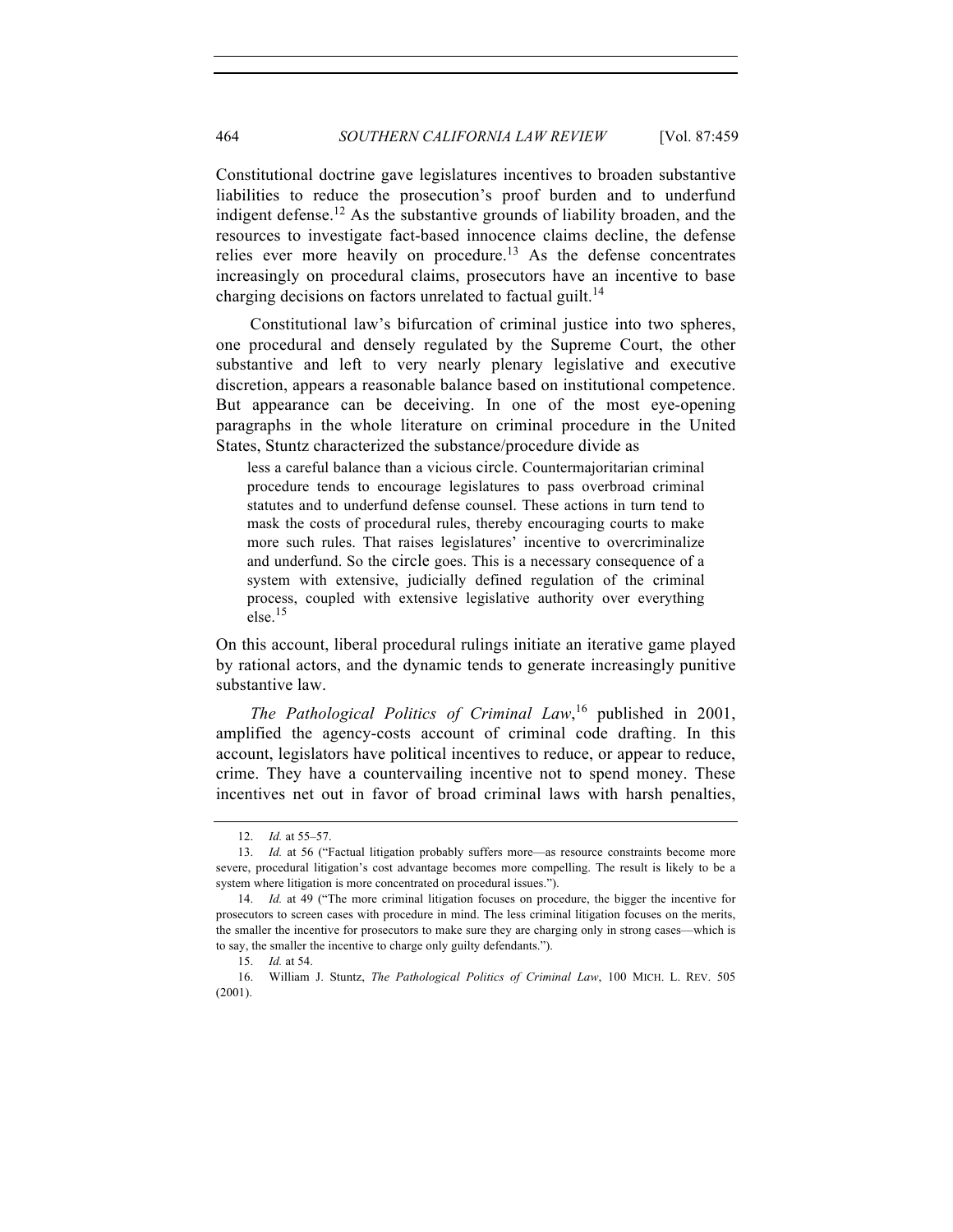Constitutional doctrine gave legislatures incentives to broaden substantive liabilities to reduce the prosecution's proof burden and to underfund indigent defense.[12] As the substantive grounds of liability broaden, and the resources to investigate fact-based innocence claims decline, the defense relies ever more heavily on procedure.[13] As the defense concentrates increasingly on procedural claims, prosecutors have an incentive to base charging decisions on factors unrelated to factual guilt.[14]

Constitutional law's bifurcation of criminal justice into two spheres, one procedural and densely regulated by the Supreme Court, the other substantive and left to very nearly plenary legislative and executive discretion, appears a reasonable balance based on institutional competence. But appearance can be deceiving. In one of the most eye-opening paragraphs in the whole literature on criminal procedure in the United States, Stuntz characterized the substance/procedure divide as

> less a careful balance than a vicious circle. Countermajoritarian criminal procedure tends to encourage legislatures to pass overbroad criminal statutes and to underfund defense counsel. These actions in turn tend to mask the costs of procedural rules, thereby encouraging courts to make more such rules. That raises legislatures' incentive to overcriminalize and underfund. So the circle goes. This is a necessary consequence of a system with extensive, judicially defined regulation of the criminal process, coupled with extensive legislative authority over everything else.[15]

On this account, liberal procedural rulings initiate an iterative game played by rational actors, and the dynamic tends to generate increasingly punitive substantive law.

*The Pathological Politics of Criminal Law*,[16] published in 2001, amplified the agency-costs account of criminal code drafting. In this account, legislators have political incentives to reduce, or appear to reduce, crime. They have a countervailing incentive not to spend money. These incentives net out in favor of broad criminal laws with harsh penalties,

---

12. *Id.* at 55–57.

13. *Id.* at 56 ("Factual litigation probably suffers more—as resource constraints become more severe, procedural litigation's cost advantage becomes more compelling. The result is likely to be a system where litigation is more concentrated on procedural issues.").

14. *Id.* at 49 ("The more criminal litigation focuses on procedure, the bigger the incentive for prosecutors to screen cases with procedure in mind. The less criminal litigation focuses on the merits, the smaller the incentive for prosecutors to make sure they are charging only in strong cases—which is to say, the smaller the incentive to charge only guilty defendants.").

15. *Id.* at 54.

16. William J. Stuntz, *The Pathological Politics of Criminal Law*, 100 MICH. L. REV. 505 (2001).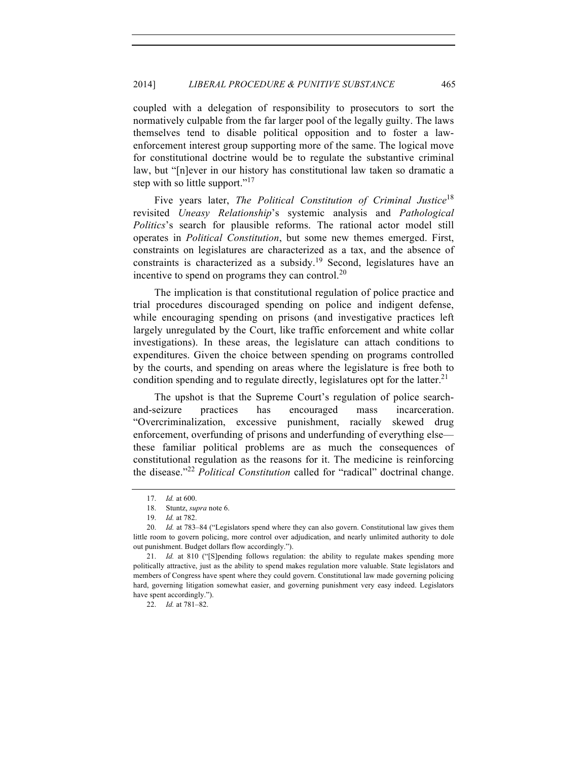coupled with a delegation of responsibility to prosecutors to sort the normatively culpable from the far larger pool of the legally guilty. The laws themselves tend to disable political opposition and to foster a law-enforcement interest group supporting more of the same. The logical move for constitutional doctrine would be to regulate the substantive criminal law, but "[n]ever in our history has constitutional law taken so dramatic a step with so little support."[17]

Five years later, *The Political Constitution of Criminal Justice*[18] revisited *Uneasy Relationship*'s systemic analysis and *Pathological Politics*'s search for plausible reforms. The rational actor model still operates in *Political Constitution*, but some new themes emerged. First, constraints on legislatures are characterized as a tax, and the absence of constraints is characterized as a subsidy.[19] Second, legislatures have an incentive to spend on programs they can control.[20]

The implication is that constitutional regulation of police practice and trial procedures discouraged spending on police and indigent defense, while encouraging spending on prisons (and investigative practices left largely unregulated by the Court, like traffic enforcement and white collar investigations). In these areas, the legislature can attach conditions to expenditures. Given the choice between spending on programs controlled by the courts, and spending on areas where the legislature is free both to condition spending and to regulate directly, legislatures opt for the latter.[21]

The upshot is that the Supreme Court's regulation of police search-and-seizure practices has encouraged mass incarceration. "Overcriminalization, excessive punishment, racially skewed drug enforcement, overfunding of prisons and underfunding of everything else—these familiar political problems are as much the consequences of constitutional regulation as the reasons for it. The medicine is reinforcing the disease."[22] *Political Constitution* called for "radical" doctrinal change.

---

17. *Id.* at 600.

18. Stuntz, *supra* note 6.

19. *Id.* at 782.

20. *Id.* at 783–84 ("Legislators spend where they can also govern. Constitutional law gives them little room to govern policing, more control over adjudication, and nearly unlimited authority to dole out punishment. Budget dollars flow accordingly.").

21. *Id.* at 810 ("[S]pending follows regulation: the ability to regulate makes spending more politically attractive, just as the ability to spend makes regulation more valuable. State legislators and members of Congress have spent where they could govern. Constitutional law made governing policing hard, governing litigation somewhat easier, and governing punishment very easy indeed. Legislators have spent accordingly.").

22. *Id.* at 781–82.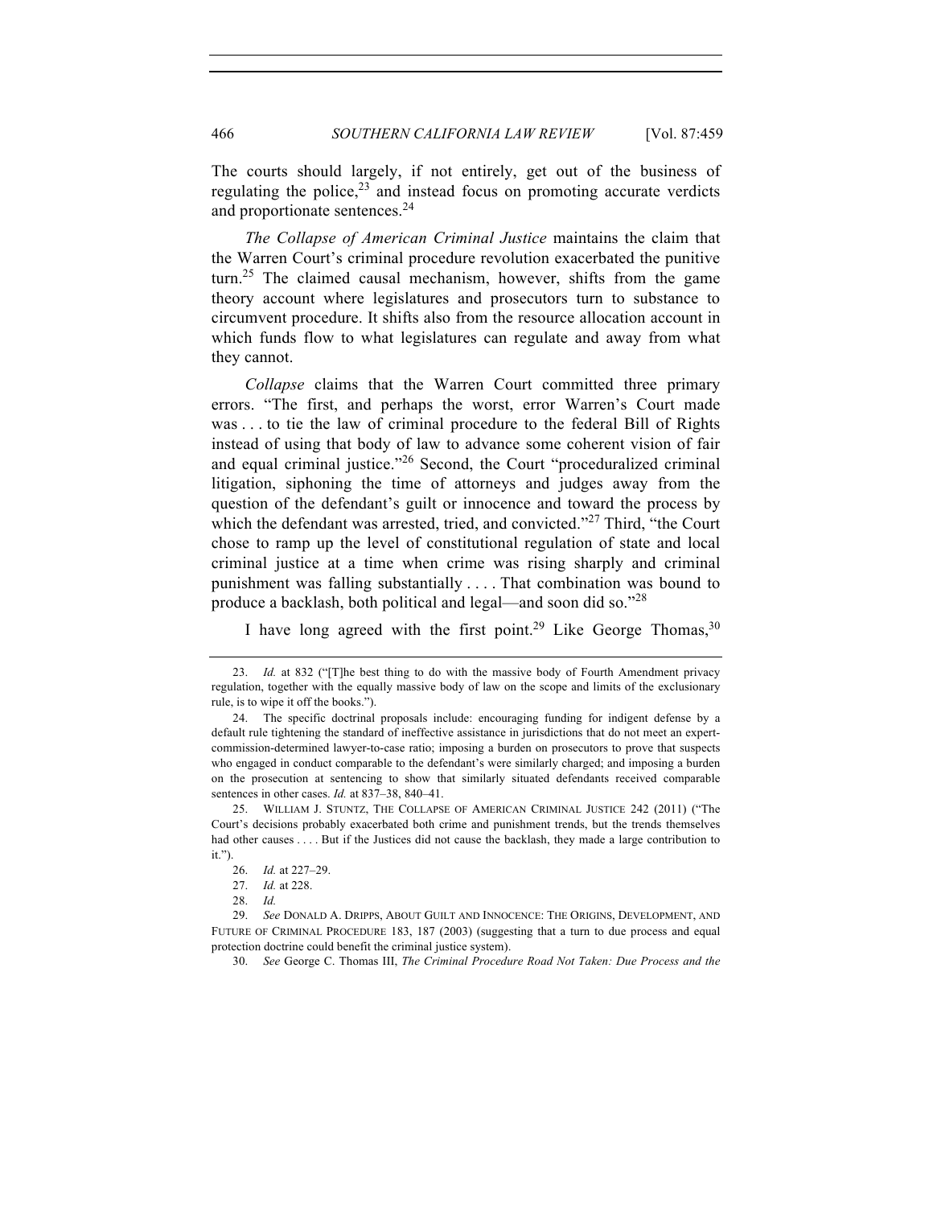The courts should largely, if not entirely, get out of the business of regulating the police,[23] and instead focus on promoting accurate verdicts and proportionate sentences.[24]

*The Collapse of American Criminal Justice* maintains the claim that the Warren Court's criminal procedure revolution exacerbated the punitive turn.[25] The claimed causal mechanism, however, shifts from the game theory account where legislatures and prosecutors turn to substance to circumvent procedure. It shifts also from the resource allocation account in which funds flow to what legislatures can regulate and away from what they cannot.

*Collapse* claims that the Warren Court committed three primary errors. "The first, and perhaps the worst, error Warren's Court made was . . . to tie the law of criminal procedure to the federal Bill of Rights instead of using that body of law to advance some coherent vision of fair and equal criminal justice."[26] Second, the Court "proceduralized criminal litigation, siphoning the time of attorneys and judges away from the question of the defendant's guilt or innocence and toward the process by which the defendant was arrested, tried, and convicted."[27] Third, "the Court chose to ramp up the level of constitutional regulation of state and local criminal justice at a time when crime was rising sharply and criminal punishment was falling substantially . . . . That combination was bound to produce a backlash, both political and legal—and soon did so."[28]

I have long agreed with the first point.[29] Like George Thomas,[30]

---

23. *Id.* at 832 ("[T]he best thing to do with the massive body of Fourth Amendment privacy regulation, together with the equally massive body of law on the scope and limits of the exclusionary rule, is to wipe it off the books.").

24. The specific doctrinal proposals include: encouraging funding for indigent defense by a default rule tightening the standard of ineffective assistance in jurisdictions that do not meet an expert-commission-determined lawyer-to-case ratio; imposing a burden on prosecutors to prove that suspects who engaged in conduct comparable to the defendant's were similarly charged; and imposing a burden on the prosecution at sentencing to show that similarly situated defendants received comparable sentences in other cases. *Id.* at 837–38, 840–41.

25. WILLIAM J. STUNTZ, THE COLLAPSE OF AMERICAN CRIMINAL JUSTICE 242 (2011) ("The Court's decisions probably exacerbated both crime and punishment trends, but the trends themselves had other causes . . . . But if the Justices did not cause the backlash, they made a large contribution to it.").

26. *Id.* at 227–29.

27. *Id.* at 228.

28. *Id.*

29. *See* DONALD A. DRIPPS, ABOUT GUILT AND INNOCENCE: THE ORIGINS, DEVELOPMENT, AND FUTURE OF CRIMINAL PROCEDURE 183, 187 (2003) (suggesting that a turn to due process and equal protection doctrine could benefit the criminal justice system).

30. *See* George C. Thomas III, *The Criminal Procedure Road Not Taken: Due Process and the*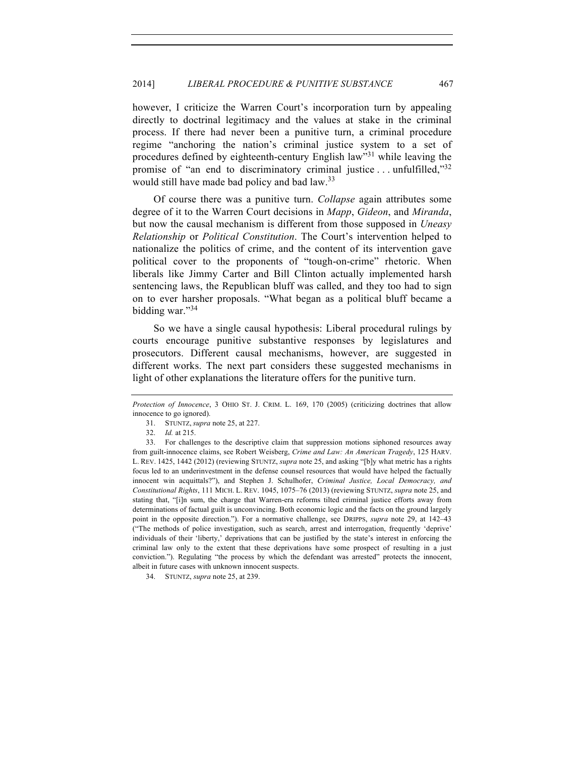however, I criticize the Warren Court's incorporation turn by appealing directly to doctrinal legitimacy and the values at stake in the criminal process. If there had never been a punitive turn, a criminal procedure regime "anchoring the nation's criminal justice system to a set of procedures defined by eighteenth-century English law"[31] while leaving the promise of "an end to discriminatory criminal justice . . . unfulfilled,"[32] would still have made bad policy and bad law.[33]

Of course there was a punitive turn. *Collapse* again attributes some degree of it to the Warren Court decisions in *Mapp*, *Gideon*, and *Miranda*, but now the causal mechanism is different from those supposed in *Uneasy Relationship* or *Political Constitution*. The Court's intervention helped to nationalize the politics of crime, and the content of its intervention gave political cover to the proponents of "tough-on-crime" rhetoric. When liberals like Jimmy Carter and Bill Clinton actually implemented harsh sentencing laws, the Republican bluff was called, and they too had to sign on to ever harsher proposals. "What began as a political bluff became a bidding war."[34]

So we have a single causal hypothesis: Liberal procedural rulings by courts encourage punitive substantive responses by legislatures and prosecutors. Different causal mechanisms, however, are suggested in different works. The next part considers these suggested mechanisms in light of other explanations the literature offers for the punitive turn.

---

*Protection of Innocence*, 3 OHIO ST. J. CRIM. L. 169, 170 (2005) (criticizing doctrines that allow innocence to go ignored).

31. STUNTZ, *supra* note 25, at 227.

32. *Id.* at 215.

33. For challenges to the descriptive claim that suppression motions siphoned resources away from guilt-innocence claims, see Robert Weisberg, *Crime and Law: An American Tragedy*, 125 HARV. L. REV. 1425, 1442 (2012) (reviewing STUNTZ, *supra* note 25, and asking "[b]y what metric has a rights focus led to an underinvestment in the defense counsel resources that would have helped the factually innocent win acquittals?"), and Stephen J. Schulhofer, *Criminal Justice, Local Democracy, and Constitutional Rights*, 111 MICH. L. REV. 1045, 1075–76 (2013) (reviewing STUNTZ, *supra* note 25, and stating that, "[i]n sum, the charge that Warren-era reforms tilted criminal justice efforts away from determinations of factual guilt is unconvincing. Both economic logic and the facts on the ground largely point in the opposite direction."). For a normative challenge, see DRIPPS, *supra* note 29, at 142–43 ("The methods of police investigation, such as search, arrest and interrogation, frequently 'deprive' individuals of their 'liberty,' deprivations that can be justified by the state's interest in enforcing the criminal law only to the extent that these deprivations have some prospect of resulting in a just conviction."). Regulating "the process by which the defendant was arrested" protects the innocent, albeit in future cases with unknown innocent suspects.

34. STUNTZ, *supra* note 25, at 239.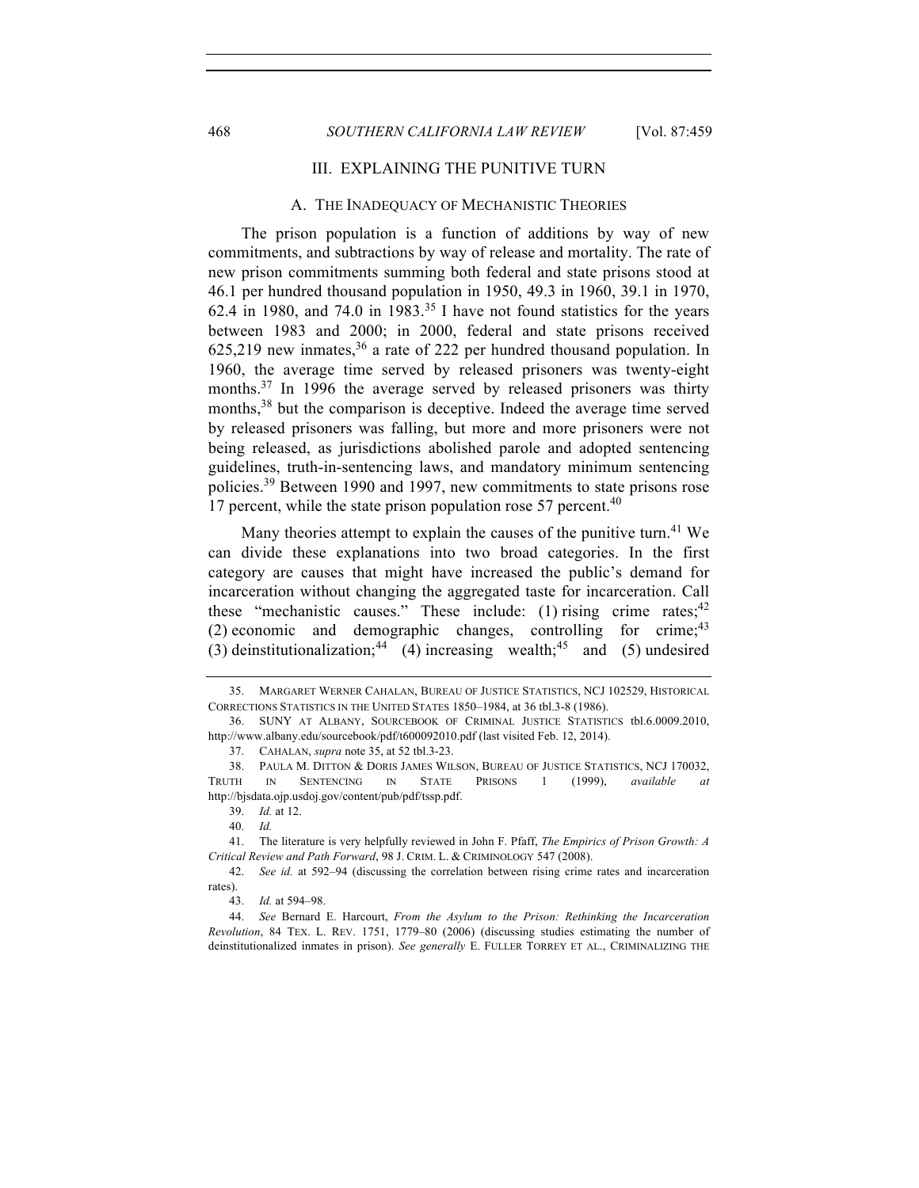## III. EXPLAINING THE PUNITIVE TURN

### A. THE INADEQUACY OF MECHANISTIC THEORIES

The prison population is a function of additions by way of new commitments, and subtractions by way of release and mortality. The rate of new prison commitments summing both federal and state prisons stood at 46.1 per hundred thousand population in 1950, 49.3 in 1960, 39.1 in 1970, 62.4 in 1980, and 74.0 in 1983.[35] I have not found statistics for the years between 1983 and 2000; in 2000, federal and state prisons received 625,219 new inmates,[36] a rate of 222 per hundred thousand population. In 1960, the average time served by released prisoners was twenty-eight months.[37] In 1996 the average served by released prisoners was thirty months,[38] but the comparison is deceptive. Indeed the average time served by released prisoners was falling, but more and more prisoners were not being released, as jurisdictions abolished parole and adopted sentencing guidelines, truth-in-sentencing laws, and mandatory minimum sentencing policies.[39] Between 1990 and 1997, new commitments to state prisons rose 17 percent, while the state prison population rose 57 percent.[40]

Many theories attempt to explain the causes of the punitive turn.[41] We can divide these explanations into two broad categories. In the first category are causes that might have increased the public's demand for incarceration without changing the aggregated taste for incarceration. Call these "mechanistic causes." These include: (1) rising crime rates;[42] (2) economic and demographic changes, controlling for crime;[43] (3) deinstitutionalization;[44] (4) increasing wealth;[45] and (5) undesired

---

35. MARGARET WERNER CAHALAN, BUREAU OF JUSTICE STATISTICS, NCJ 102529, HISTORICAL CORRECTIONS STATISTICS IN THE UNITED STATES 1850–1984, at 36 tbl.3-8 (1986).

36. SUNY AT ALBANY, SOURCEBOOK OF CRIMINAL JUSTICE STATISTICS tbl.6.0009.2010, http://www.albany.edu/sourcebook/pdf/t600092010.pdf (last visited Feb. 12, 2014).

37. CAHALAN, *supra* note 35, at 52 tbl.3-23.

38. PAULA M. DITTON & DORIS JAMES WILSON, BUREAU OF JUSTICE STATISTICS, NCJ 170032, TRUTH IN SENTENCING IN STATE PRISONS 1 (1999), *available at* http://bjsdata.ojp.usdoj.gov/content/pub/pdf/tssp.pdf.

39. *Id.* at 12.

40. *Id.*

41. The literature is very helpfully reviewed in John F. Pfaff, *The Empirics of Prison Growth: A Critical Review and Path Forward*, 98 J. CRIM. L. & CRIMINOLOGY 547 (2008).

42. *See id.* at 592–94 (discussing the correlation between rising crime rates and incarceration rates).

43. *Id.* at 594–98.

44. *See* Bernard E. Harcourt, *From the Asylum to the Prison: Rethinking the Incarceration Revolution*, 84 TEX. L. REV. 1751, 1779–80 (2006) (discussing studies estimating the number of deinstitutionalized inmates in prison). *See generally* E. FULLER TORREY ET AL., CRIMINALIZING THE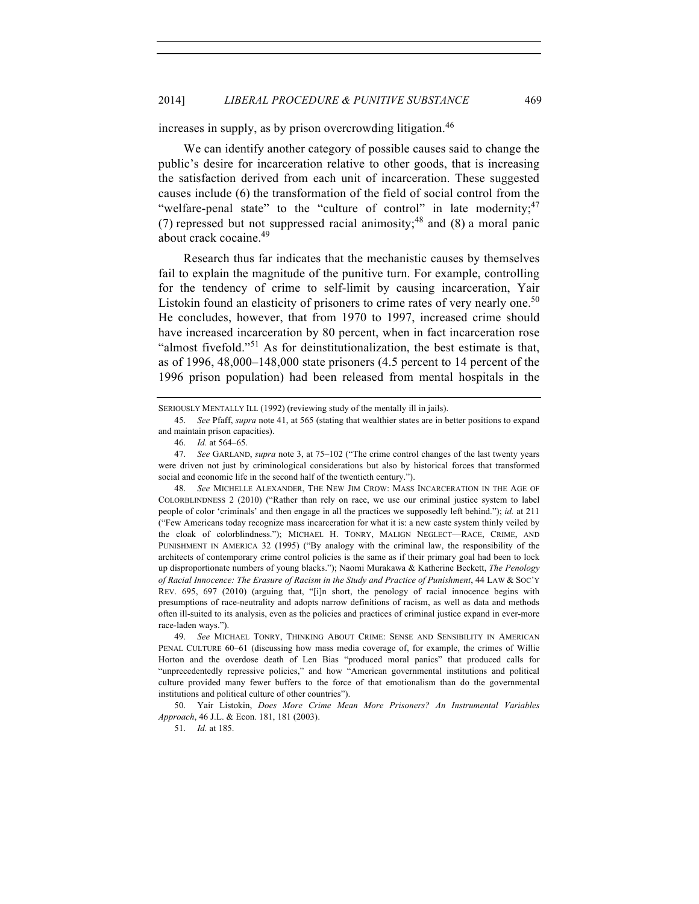increases in supply, as by prison overcrowding litigation.[46]

We can identify another category of possible causes said to change the public's desire for incarceration relative to other goods, that is increasing the satisfaction derived from each unit of incarceration. These suggested causes include (6) the transformation of the field of social control from the "welfare-penal state" to the "culture of control" in late modernity;[47] (7) repressed but not suppressed racial animosity;[48] and (8) a moral panic about crack cocaine.[49]

Research thus far indicates that the mechanistic causes by themselves fail to explain the magnitude of the punitive turn. For example, controlling for the tendency of crime to self-limit by causing incarceration, Yair Listokin found an elasticity of prisoners to crime rates of very nearly one.[50] He concludes, however, that from 1970 to 1997, increased crime should have increased incarceration by 80 percent, when in fact incarceration rose "almost fivefold."[51] As for deinstitutionalization, the best estimate is that, as of 1996, 48,000–148,000 state prisoners (4.5 percent to 14 percent of the 1996 prison population) had been released from mental hospitals in the

---

SERIOUSLY MENTALLY ILL (1992) (reviewing study of the mentally ill in jails).

45. *See* Pfaff, *supra* note 41, at 565 (stating that wealthier states are in better positions to expand and maintain prison capacities).

46. *Id.* at 564–65.

47. *See* GARLAND, *supra* note 3, at 75–102 ("The crime control changes of the last twenty years were driven not just by criminological considerations but also by historical forces that transformed social and economic life in the second half of the twentieth century.").

48. *See* MICHELLE ALEXANDER, THE NEW JIM CROW: MASS INCARCERATION IN THE AGE OF COLORBLINDNESS 2 (2010) ("Rather than rely on race, we use our criminal justice system to label people of color 'criminals' and then engage in all the practices we supposedly left behind."); *id.* at 211 ("Few Americans today recognize mass incarceration for what it is: a new caste system thinly veiled by the cloak of colorblindness."); MICHAEL H. TONRY, MALIGN NEGLECT—RACE, CRIME, AND PUNISHMENT IN AMERICA 32 (1995) ("By analogy with the criminal law, the responsibility of the architects of contemporary crime control policies is the same as if their primary goal had been to lock up disproportionate numbers of young blacks."); Naomi Murakawa & Katherine Beckett, *The Penology of Racial Innocence: The Erasure of Racism in the Study and Practice of Punishment*, 44 LAW & SOC'Y REV. 695, 697 (2010) (arguing that, "[i]n short, the penology of racial innocence begins with presumptions of race-neutrality and adopts narrow definitions of racism, as well as data and methods often ill-suited to its analysis, even as the policies and practices of criminal justice expand in ever-more race-laden ways.").

49. *See* MICHAEL TONRY, THINKING ABOUT CRIME: SENSE AND SENSIBILITY IN AMERICAN PENAL CULTURE 60–61 (discussing how mass media coverage of, for example, the crimes of Willie Horton and the overdose death of Len Bias "produced moral panics" that produced calls for "unprecedentedly repressive policies," and how "American governmental institutions and political culture provided many fewer buffers to the force of that emotionalism than do the governmental institutions and political culture of other countries").

50. Yair Listokin, *Does More Crime Mean More Prisoners? An Instrumental Variables Approach*, 46 J.L. & Econ. 181, 181 (2003).

51. *Id.* at 185.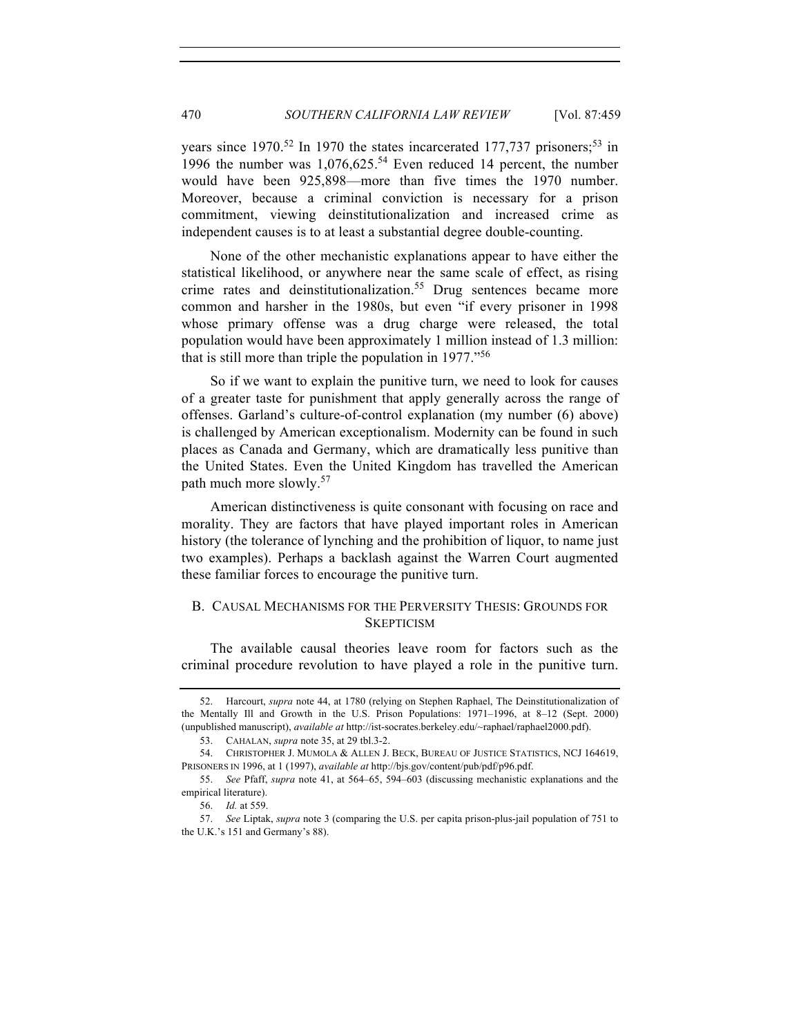years since 1970.[52] In 1970 the states incarcerated 177,737 prisoners;[53] in 1996 the number was 1,076,625.[54] Even reduced 14 percent, the number would have been 925,898—more than five times the 1970 number. Moreover, because a criminal conviction is necessary for a prison commitment, viewing deinstitutionalization and increased crime as independent causes is to at least a substantial degree double-counting.

None of the other mechanistic explanations appear to have either the statistical likelihood, or anywhere near the same scale of effect, as rising crime rates and deinstitutionalization.[55] Drug sentences became more common and harsher in the 1980s, but even "if every prisoner in 1998 whose primary offense was a drug charge were released, the total population would have been approximately 1 million instead of 1.3 million: that is still more than triple the population in 1977."[56]

So if we want to explain the punitive turn, we need to look for causes of a greater taste for punishment that apply generally across the range of offenses. Garland's culture-of-control explanation (my number (6) above) is challenged by American exceptionalism. Modernity can be found in such places as Canada and Germany, which are dramatically less punitive than the United States. Even the United Kingdom has travelled the American path much more slowly.[57]

American distinctiveness is quite consonant with focusing on race and morality. They are factors that have played important roles in American history (the tolerance of lynching and the prohibition of liquor, to name just two examples). Perhaps a backlash against the Warren Court augmented these familiar forces to encourage the punitive turn.

## B. CAUSAL MECHANISMS FOR THE PERVERSITY THESIS: GROUNDS FOR SKEPTICISM

The available causal theories leave room for factors such as the criminal procedure revolution to have played a role in the punitive turn.

---

52. Harcourt, *supra* note 44, at 1780 (relying on Stephen Raphael, The Deinstitutionalization of the Mentally Ill and Growth in the U.S. Prison Populations: 1971–1996, at 8–12 (Sept. 2000) (unpublished manuscript), *available at* http://ist-socrates.berkeley.edu/~raphael/raphael2000.pdf).

53. CAHALAN, *supra* note 35, at 29 tbl.3-2.

54. CHRISTOPHER J. MUMOLA & ALLEN J. BECK, BUREAU OF JUSTICE STATISTICS, NCJ 164619, PRISONERS IN 1996, at 1 (1997), *available at* http://bjs.gov/content/pub/pdf/p96.pdf.

55. *See* Pfaff, *supra* note 41, at 564–65, 594–603 (discussing mechanistic explanations and the empirical literature).

56. *Id.* at 559.

57. *See* Liptak, *supra* note 3 (comparing the U.S. per capita prison-plus-jail population of 751 to the U.K.'s 151 and Germany's 88).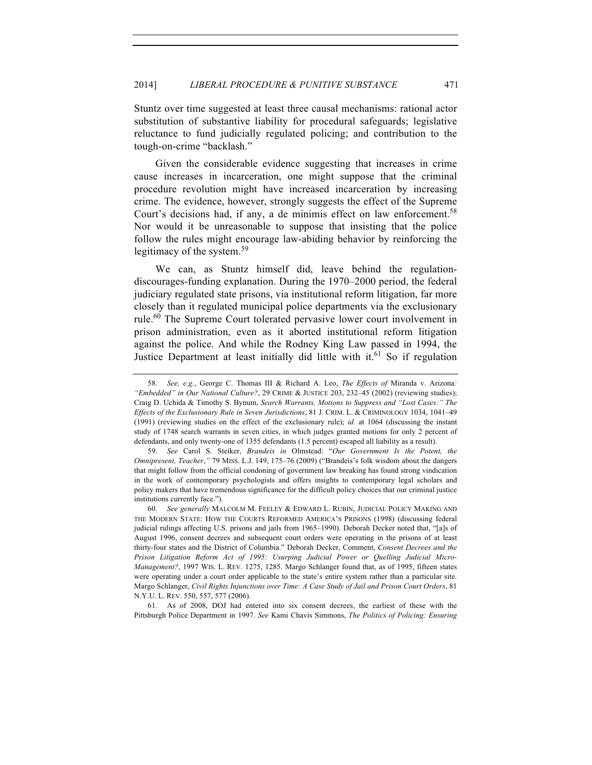Stuntz over time suggested at least three causal mechanisms: rational actor substitution of substantive liability for procedural safeguards; legislative reluctance to fund judicially regulated policing; and contribution to the tough-on-crime "backlash."

Given the considerable evidence suggesting that increases in crime cause increases in incarceration, one might suppose that the criminal procedure revolution might have increased incarceration by increasing crime. The evidence, however, strongly suggests the effect of the Supreme Court's decisions had, if any, a de minimis effect on law enforcement.[58] Nor would it be unreasonable to suppose that insisting that the police follow the rules might encourage law-abiding behavior by reinforcing the legitimacy of the system.[59]

We can, as Stuntz himself did, leave behind the regulation-discourages-funding explanation. During the 1970–2000 period, the federal judiciary regulated state prisons, via institutional reform litigation, far more closely than it regulated municipal police departments via the exclusionary rule.[60] The Supreme Court tolerated pervasive lower court involvement in prison administration, even as it aborted institutional reform litigation against the police. And while the Rodney King Law passed in 1994, the Justice Department at least initially did little with it.[61] So if regulation

---

58. *See, e.g.*, George C. Thomas III & Richard A. Leo, *The Effects of* Miranda v. Arizona*: "Embedded" in Our National Culture?*, 29 CRIME & JUSTICE 203, 232–45 (2002) (reviewing studies); Craig D. Uchida & Timothy S. Bynum, *Search Warrants, Motions to Suppress and "Lost Cases:" The Effects of the Exclusionary Rule in Seven Jurisdictions*, 81 J. CRIM. L. & CRIMINOLOGY 1034, 1041–49 (1991) (reviewing studies on the effect of the exclusionary rule); *id.* at 1064 (discussing the instant study of 1748 search warrants in seven cities, in which judges granted motions for only 2 percent of defendants, and only twenty-one of 1355 defendants (1.5 percent) escaped all liability as a result).

59. *See* Carol S. Steiker, *Brandeis in* Olmstead: "*Our Government Is the Potent, the Omnipresent, Teacher*,*"* 79 MISS. L.J. 149, 175–76 (2009) ("Brandeis's folk wisdom about the dangers that might follow from the official condoning of government law breaking has found strong vindication in the work of contemporary psychologists and offers insights to contemporary legal scholars and policy makers that have tremendous significance for the difficult policy choices that our criminal justice institutions currently face.").

60. *See generally* MALCOLM M. FEELEY & EDWARD L. RUBIN, JUDICIAL POLICY MAKING AND THE MODERN STATE: HOW THE COURTS REFORMED AMERICA'S PRISONS (1998) (discussing federal judicial rulings affecting U.S. prisons and jails from 1965–1990). Deborah Decker noted that, "[a]s of August 1996, consent decrees and subsequent court orders were operating in the prisons of at least thirty-four states and the District of Columbia." Deborah Decker, Comment, *Consent Decrees and the Prison Litigation Reform Act of 1995: Usurping Judicial Power or Quelling Judicial Micro-Management?*, 1997 WIS. L. REV. 1275, 1285. Margo Schlanger found that, as of 1995, fifteen states were operating under a court order applicable to the state's entire system rather than a particular site. Margo Schlanger, *Civil Rights Injunctions over Time: A Case Study of Jail and Prison Court Orders*, 81 N.Y.U. L. REV. 550, 557, 577 (2006).

61. As of 2008, DOJ had entered into six consent decrees, the earliest of these with the Pittsburgh Police Department in 1997. *See* Kami Chavis Simmons, *The Politics of Policing: Ensuring*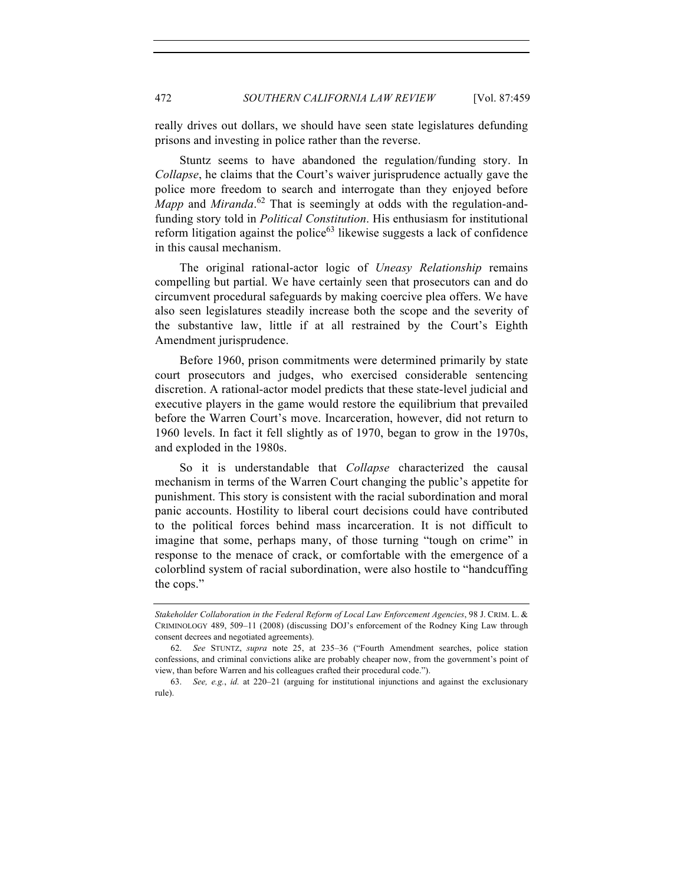really drives out dollars, we should have seen state legislatures defunding prisons and investing in police rather than the reverse.

Stuntz seems to have abandoned the regulation/funding story. In *Collapse*, he claims that the Court's waiver jurisprudence actually gave the police more freedom to search and interrogate than they enjoyed before *Mapp* and *Miranda*.[62] That is seemingly at odds with the regulation-and-funding story told in *Political Constitution*. His enthusiasm for institutional reform litigation against the police[63] likewise suggests a lack of confidence in this causal mechanism.

The original rational-actor logic of *Uneasy Relationship* remains compelling but partial. We have certainly seen that prosecutors can and do circumvent procedural safeguards by making coercive plea offers. We have also seen legislatures steadily increase both the scope and the severity of the substantive law, little if at all restrained by the Court's Eighth Amendment jurisprudence.

Before 1960, prison commitments were determined primarily by state court prosecutors and judges, who exercised considerable sentencing discretion. A rational-actor model predicts that these state-level judicial and executive players in the game would restore the equilibrium that prevailed before the Warren Court's move. Incarceration, however, did not return to 1960 levels. In fact it fell slightly as of 1970, began to grow in the 1970s, and exploded in the 1980s.

So it is understandable that *Collapse* characterized the causal mechanism in terms of the Warren Court changing the public's appetite for punishment. This story is consistent with the racial subordination and moral panic accounts. Hostility to liberal court decisions could have contributed to the political forces behind mass incarceration. It is not difficult to imagine that some, perhaps many, of those turning "tough on crime" in response to the menace of crack, or comfortable with the emergence of a colorblind system of racial subordination, were also hostile to "handcuffing the cops."

---

*Stakeholder Collaboration in the Federal Reform of Local Law Enforcement Agencies*, 98 J. CRIM. L. & CRIMINOLOGY 489, 509–11 (2008) (discussing DOJ's enforcement of the Rodney King Law through consent decrees and negotiated agreements).

62. *See* STUNTZ, *supra* note 25, at 235–36 ("Fourth Amendment searches, police station confessions, and criminal convictions alike are probably cheaper now, from the government's point of view, than before Warren and his colleagues crafted their procedural code.").

63. *See, e.g.*, *id.* at 220–21 (arguing for institutional injunctions and against the exclusionary rule).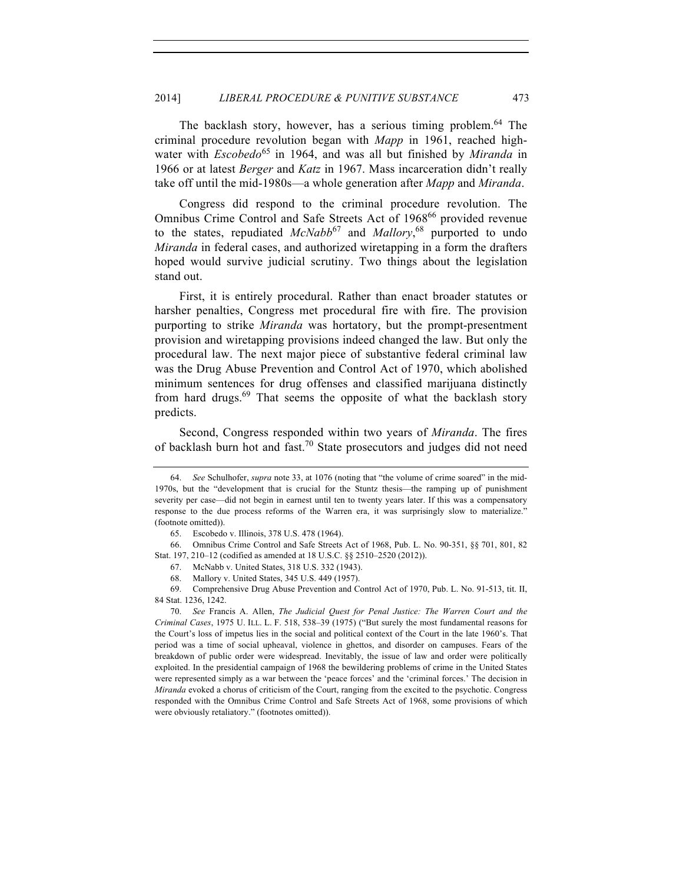The backlash story, however, has a serious timing problem.[64] The criminal procedure revolution began with *Mapp* in 1961, reached high-water with *Escobedo*[65] in 1964, and was all but finished by *Miranda* in 1966 or at latest *Berger* and *Katz* in 1967. Mass incarceration didn't really take off until the mid-1980s—a whole generation after *Mapp* and *Miranda*.

Congress did respond to the criminal procedure revolution. The Omnibus Crime Control and Safe Streets Act of 1968[66] provided revenue to the states, repudiated *McNabb*[67] and *Mallory*,[68] purported to undo *Miranda* in federal cases, and authorized wiretapping in a form the drafters hoped would survive judicial scrutiny. Two things about the legislation stand out.

First, it is entirely procedural. Rather than enact broader statutes or harsher penalties, Congress met procedural fire with fire. The provision purporting to strike *Miranda* was hortatory, but the prompt-presentment provision and wiretapping provisions indeed changed the law. But only the procedural law. The next major piece of substantive federal criminal law was the Drug Abuse Prevention and Control Act of 1970, which abolished minimum sentences for drug offenses and classified marijuana distinctly from hard drugs.[69] That seems the opposite of what the backlash story predicts.

Second, Congress responded within two years of *Miranda*. The fires of backlash burn hot and fast.[70] State prosecutors and judges did not need

---

64. *See* Schulhofer, *supra* note 33, at 1076 (noting that "the volume of crime soared" in the mid-1970s, but the "development that is crucial for the Stuntz thesis—the ramping up of punishment severity per case—did not begin in earnest until ten to twenty years later. If this was a compensatory response to the due process reforms of the Warren era, it was surprisingly slow to materialize." (footnote omitted)).

65. Escobedo v. Illinois, 378 U.S. 478 (1964).

66. Omnibus Crime Control and Safe Streets Act of 1968, Pub. L. No. 90-351, §§ 701, 801, 82 Stat. 197, 210–12 (codified as amended at 18 U.S.C. §§ 2510–2520 (2012)).

67. McNabb v. United States, 318 U.S. 332 (1943).

68. Mallory v. United States, 345 U.S. 449 (1957).

69. Comprehensive Drug Abuse Prevention and Control Act of 1970, Pub. L. No. 91-513, tit. II, 84 Stat. 1236, 1242.

70. *See* Francis A. Allen, *The Judicial Quest for Penal Justice: The Warren Court and the Criminal Cases*, 1975 U. ILL. L. F. 518, 538–39 (1975) ("But surely the most fundamental reasons for the Court's loss of impetus lies in the social and political context of the Court in the late 1960's. That period was a time of social upheaval, violence in ghettos, and disorder on campuses. Fears of the breakdown of public order were widespread. Inevitably, the issue of law and order were politically exploited. In the presidential campaign of 1968 the bewildering problems of crime in the United States were represented simply as a war between the 'peace forces' and the 'criminal forces.' The decision in *Miranda* evoked a chorus of criticism of the Court, ranging from the excited to the psychotic. Congress responded with the Omnibus Crime Control and Safe Streets Act of 1968, some provisions of which were obviously retaliatory." (footnotes omitted)).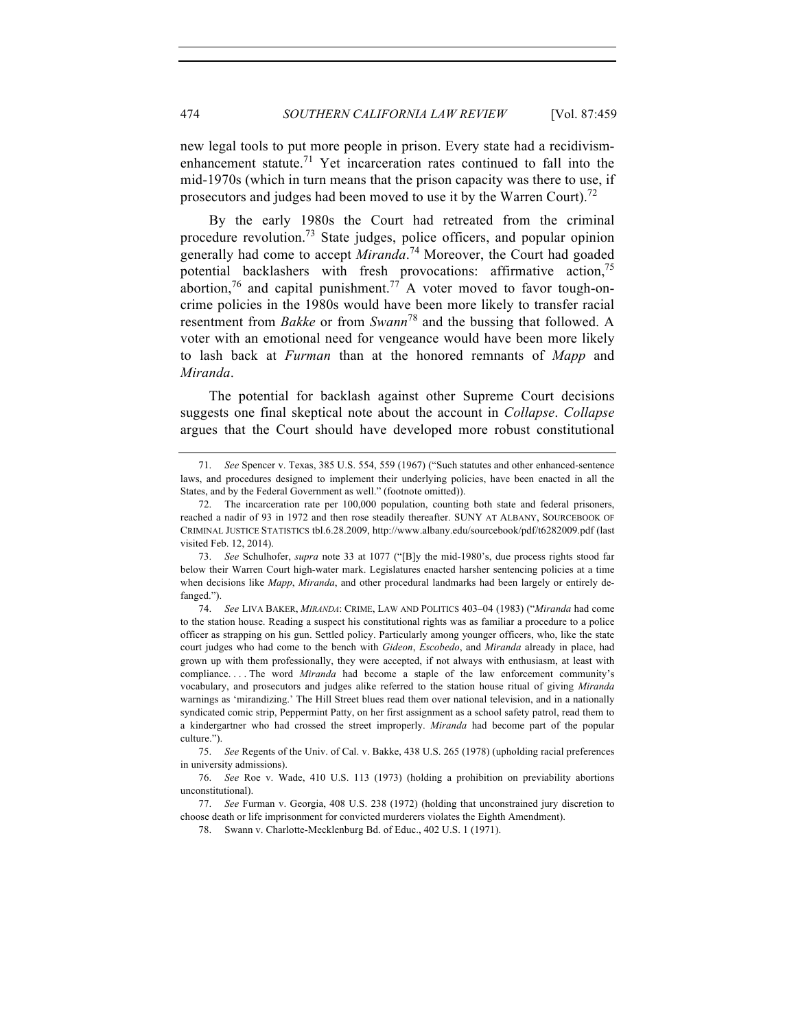new legal tools to put more people in prison. Every state had a recidivism-enhancement statute.[71] Yet incarceration rates continued to fall into the mid-1970s (which in turn means that the prison capacity was there to use, if prosecutors and judges had been moved to use it by the Warren Court).[72]

By the early 1980s the Court had retreated from the criminal procedure revolution.[73] State judges, police officers, and popular opinion generally had come to accept *Miranda*.[74] Moreover, the Court had goaded potential backlashers with fresh provocations: affirmative action,[75] abortion,[76] and capital punishment.[77] A voter moved to favor tough-on-crime policies in the 1980s would have been more likely to transfer racial resentment from *Bakke* or from *Swann*[78] and the bussing that followed. A voter with an emotional need for vengeance would have been more likely to lash back at *Furman* than at the honored remnants of *Mapp* and *Miranda*.

The potential for backlash against other Supreme Court decisions suggests one final skeptical note about the account in *Collapse*. *Collapse* argues that the Court should have developed more robust constitutional

---

71. *See* Spencer v. Texas, 385 U.S. 554, 559 (1967) ("Such statutes and other enhanced-sentence laws, and procedures designed to implement their underlying policies, have been enacted in all the States, and by the Federal Government as well." (footnote omitted)).

72. The incarceration rate per 100,000 population, counting both state and federal prisoners, reached a nadir of 93 in 1972 and then rose steadily thereafter. SUNY AT ALBANY, SOURCEBOOK OF CRIMINAL JUSTICE STATISTICS tbl.6.28.2009, http://www.albany.edu/sourcebook/pdf/t6282009.pdf (last visited Feb. 12, 2014).

73. *See* Schulhofer, *supra* note 33 at 1077 ("[B]y the mid-1980's, due process rights stood far below their Warren Court high-water mark. Legislatures enacted harsher sentencing policies at a time when decisions like *Mapp*, *Miranda*, and other procedural landmarks had been largely or entirely de-fanged.").

74. *See* LIVA BAKER, *MIRANDA*: CRIME, LAW AND POLITICS 403–04 (1983) ("*Miranda* had come to the station house. Reading a suspect his constitutional rights was as familiar a procedure to a police officer as strapping on his gun. Settled policy. Particularly among younger officers, who, like the state court judges who had come to the bench with *Gideon*, *Escobedo*, and *Miranda* already in place, had grown up with them professionally, they were accepted, if not always with enthusiasm, at least with compliance. . . . The word *Miranda* had become a staple of the law enforcement community's vocabulary, and prosecutors and judges alike referred to the station house ritual of giving *Miranda* warnings as 'mirandizing.' The Hill Street blues read them over national television, and in a nationally syndicated comic strip, Peppermint Patty, on her first assignment as a school safety patrol, read them to a kindergartner who had crossed the street improperly. *Miranda* had become part of the popular culture.").

75. *See* Regents of the Univ. of Cal. v. Bakke, 438 U.S. 265 (1978) (upholding racial preferences in university admissions).

76. *See* Roe v. Wade, 410 U.S. 113 (1973) (holding a prohibition on previability abortions unconstitutional).

77. *See* Furman v. Georgia, 408 U.S. 238 (1972) (holding that unconstrained jury discretion to choose death or life imprisonment for convicted murderers violates the Eighth Amendment).

78. Swann v. Charlotte-Mecklenburg Bd. of Educ., 402 U.S. 1 (1971).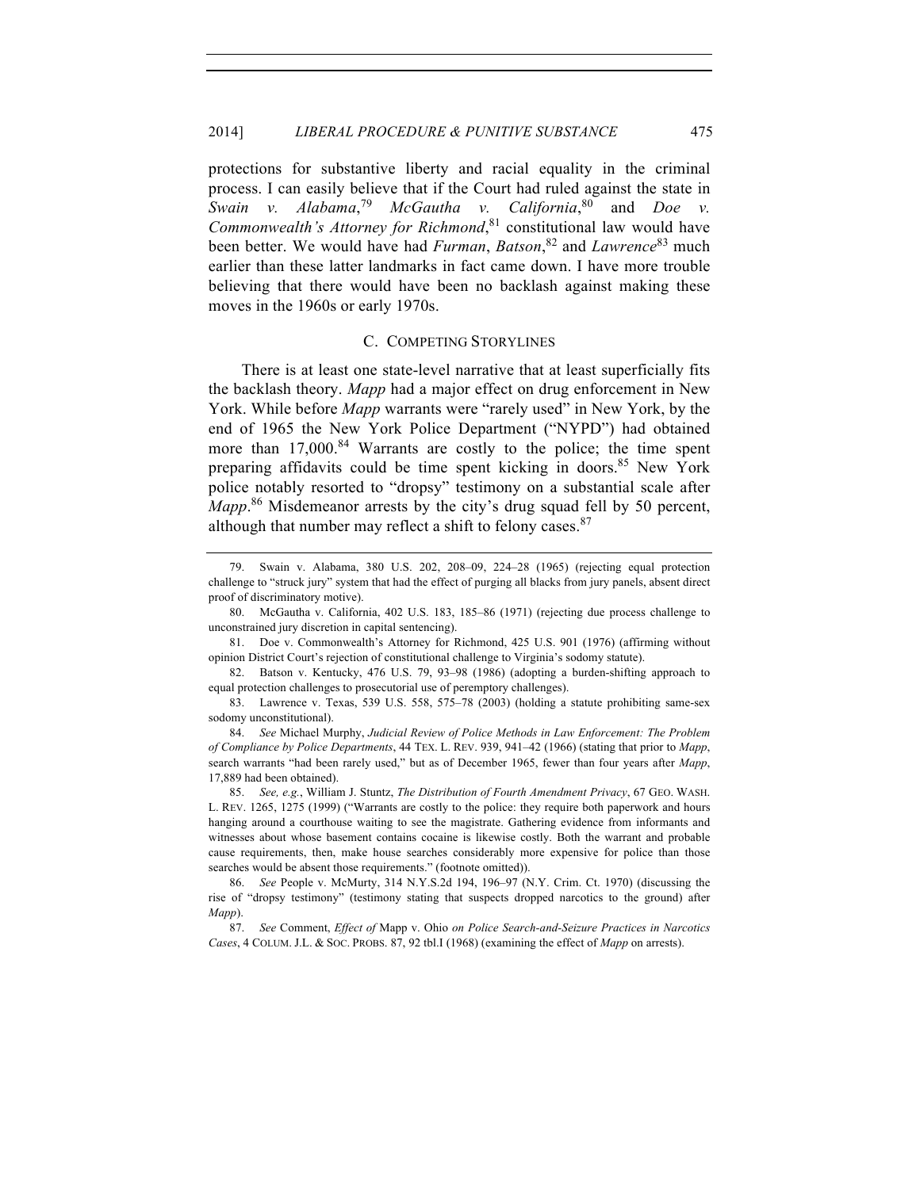protections for substantive liberty and racial equality in the criminal process. I can easily believe that if the Court had ruled against the state in *Swain v. Alabama*,[79] *McGautha v. California*,[80] and *Doe v. Commonwealth's Attorney for Richmond*,[81] constitutional law would have been better. We would have had *Furman*, *Batson*,[82] and *Lawrence*[83] much earlier than these latter landmarks in fact came down. I have more trouble believing that there would have been no backlash against making these moves in the 1960s or early 1970s.

### C. Competing Storylines

There is at least one state-level narrative that at least superficially fits the backlash theory. *Mapp* had a major effect on drug enforcement in New York. While before *Mapp* warrants were "rarely used" in New York, by the end of 1965 the New York Police Department ("NYPD") had obtained more than 17,000.[84] Warrants are costly to the police; the time spent preparing affidavits could be time spent kicking in doors.[85] New York police notably resorted to "dropsy" testimony on a substantial scale after *Mapp*.[86] Misdemeanor arrests by the city's drug squad fell by 50 percent, although that number may reflect a shift to felony cases.[87]

---

79. Swain v. Alabama, 380 U.S. 202, 208–09, 224–28 (1965) (rejecting equal protection challenge to "struck jury" system that had the effect of purging all blacks from jury panels, absent direct proof of discriminatory motive).

80. McGautha v. California, 402 U.S. 183, 185–86 (1971) (rejecting due process challenge to unconstrained jury discretion in capital sentencing).

81. Doe v. Commonwealth's Attorney for Richmond, 425 U.S. 901 (1976) (affirming without opinion District Court's rejection of constitutional challenge to Virginia's sodomy statute).

82. Batson v. Kentucky, 476 U.S. 79, 93–98 (1986) (adopting a burden-shifting approach to equal protection challenges to prosecutorial use of peremptory challenges).

83. Lawrence v. Texas, 539 U.S. 558, 575–78 (2003) (holding a statute prohibiting same-sex sodomy unconstitutional).

84. *See* Michael Murphy, *Judicial Review of Police Methods in Law Enforcement: The Problem of Compliance by Police Departments*, 44 TEX. L. REV. 939, 941–42 (1966) (stating that prior to *Mapp*, search warrants "had been rarely used," but as of December 1965, fewer than four years after *Mapp*, 17,889 had been obtained).

85. *See, e.g.*, William J. Stuntz, *The Distribution of Fourth Amendment Privacy*, 67 GEO. WASH. L. REV. 1265, 1275 (1999) ("Warrants are costly to the police: they require both paperwork and hours hanging around a courthouse waiting to see the magistrate. Gathering evidence from informants and witnesses about whose basement contains cocaine is likewise costly. Both the warrant and probable cause requirements, then, make house searches considerably more expensive for police than those searches would be absent those requirements." (footnote omitted)).

86. *See* People v. McMurty, 314 N.Y.S.2d 194, 196–97 (N.Y. Crim. Ct. 1970) (discussing the rise of "dropsy testimony" (testimony stating that suspects dropped narcotics to the ground) after *Mapp*).

87. *See* Comment, *Effect of* Mapp v. Ohio *on Police Search-and-Seizure Practices in Narcotics Cases*, 4 COLUM. J.L. & SOC. PROBS. 87, 92 tbl.I (1968) (examining the effect of *Mapp* on arrests).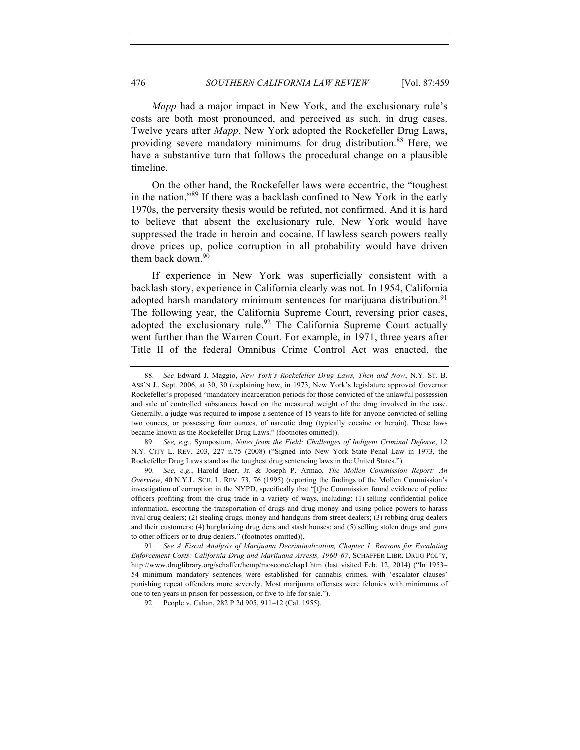*Mapp* had a major impact in New York, and the exclusionary rule's costs are both most pronounced, and perceived as such, in drug cases. Twelve years after *Mapp*, New York adopted the Rockefeller Drug Laws, providing severe mandatory minimums for drug distribution.[88] Here, we have a substantive turn that follows the procedural change on a plausible timeline.

On the other hand, the Rockefeller laws were eccentric, the "toughest in the nation."[89] If there was a backlash confined to New York in the early 1970s, the perversity thesis would be refuted, not confirmed. And it is hard to believe that absent the exclusionary rule, New York would have suppressed the trade in heroin and cocaine. If lawless search powers really drove prices up, police corruption in all probability would have driven them back down.[90]

If experience in New York was superficially consistent with a backlash story, experience in California clearly was not. In 1954, California adopted harsh mandatory minimum sentences for marijuana distribution.[91] The following year, the California Supreme Court, reversing prior cases, adopted the exclusionary rule.[92] The California Supreme Court actually went further than the Warren Court. For example, in 1971, three years after Title II of the federal Omnibus Crime Control Act was enacted, the

---

88. *See* Edward J. Maggio, *New York's Rockefeller Drug Laws, Then and Now*, N.Y. ST. B. ASS'N J., Sept. 2006, at 30, 30 (explaining how, in 1973, New York's legislature approved Governor Rockefeller's proposed "mandatory incarceration periods for those convicted of the unlawful possession and sale of controlled substances based on the measured weight of the drug involved in the case. Generally, a judge was required to impose a sentence of 15 years to life for anyone convicted of selling two ounces, or possessing four ounces, of narcotic drug (typically cocaine or heroin). These laws became known as the Rockefeller Drug Laws." (footnotes omitted)).

89. *See, e.g.*, Symposium, *Notes from the Field: Challenges of Indigent Criminal Defense*, 12 N.Y. CITY L. REV. 203, 227 n.75 (2008) ("Signed into New York State Penal Law in 1973, the Rockefeller Drug Laws stand as the toughest drug sentencing laws in the United States.").

90. *See, e.g.*, Harold Baer, Jr. & Joseph P. Armao, *The Mollen Commission Report: An Overview*, 40 N.Y.L. SCH. L. REV. 73, 76 (1995) (reporting the findings of the Mollen Commission's investigation of corruption in the NYPD, specifically that "[t]he Commission found evidence of police officers profiting from the drug trade in a variety of ways, including: (1) selling confidential police information, escorting the transportation of drugs and drug money and using police powers to harass rival drug dealers; (2) stealing drugs, money and handguns from street dealers; (3) robbing drug dealers and their customers; (4) burglarizing drug dens and stash houses; and (5) selling stolen drugs and guns to other officers or to drug dealers." (footnotes omitted)).

91. *See A Fiscal Analysis of Marijuana Decriminalization, Chapter 1. Reasons for Escalating Enforcement Costs: California Drug and Marijuana Arrests, 1960–67*, SCHAFFER LIBR. DRUG POL'Y, http://www.druglibrary.org/schaffer/hemp/moscone/chap1.htm (last visited Feb. 12, 2014) ("In 1953–54 minimum mandatory sentences were established for cannabis crimes, with 'escalator clauses' punishing repeat offenders more severely. Most marijuana offenses were felonies with minimums of one to ten years in prison for possession, or five to life for sale.").

92. People v. Cahan, 282 P.2d 905, 911–12 (Cal. 1955).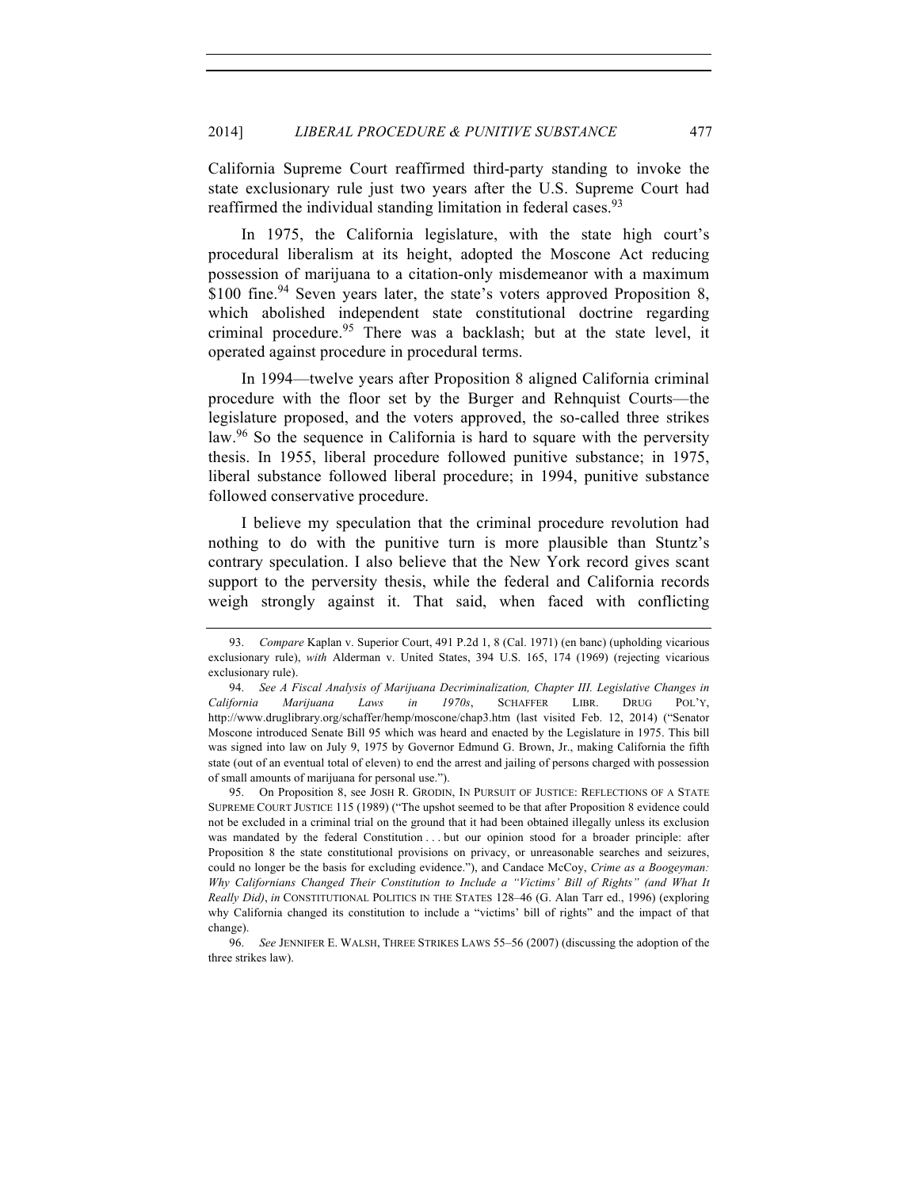California Supreme Court reaffirmed third-party standing to invoke the state exclusionary rule just two years after the U.S. Supreme Court had reaffirmed the individual standing limitation in federal cases.[93]

In 1975, the California legislature, with the state high court's procedural liberalism at its height, adopted the Moscone Act reducing possession of marijuana to a citation-only misdemeanor with a maximum $100 fine.[94] Seven years later, the state's voters approved Proposition 8, which abolished independent state constitutional doctrine regarding criminal procedure.[95] There was a backlash; but at the state level, it operated against procedure in procedural terms.

In 1994—twelve years after Proposition 8 aligned California criminal procedure with the floor set by the Burger and Rehnquist Courts—the legislature proposed, and the voters approved, the so-called three strikes law.[96] So the sequence in California is hard to square with the perversity thesis. In 1955, liberal procedure followed punitive substance; in 1975, liberal substance followed liberal procedure; in 1994, punitive substance followed conservative procedure.

I believe my speculation that the criminal procedure revolution had nothing to do with the punitive turn is more plausible than Stuntz's contrary speculation. I also believe that the New York record gives scant support to the perversity thesis, while the federal and California records weigh strongly against it. That said, when faced with conflicting

---

93. *Compare* Kaplan v. Superior Court, 491 P.2d 1, 8 (Cal. 1971) (en banc) (upholding vicarious exclusionary rule), *with* Alderman v. United States, 394 U.S. 165, 174 (1969) (rejecting vicarious exclusionary rule).

94. *See A Fiscal Analysis of Marijuana Decriminalization, Chapter III. Legislative Changes in California Marijuana Laws in 1970s*, SCHAFFER LIBR. DRUG POL'Y, http://www.druglibrary.org/schaffer/hemp/moscone/chap3.htm (last visited Feb. 12, 2014) ("Senator Moscone introduced Senate Bill 95 which was heard and enacted by the Legislature in 1975. This bill was signed into law on July 9, 1975 by Governor Edmund G. Brown, Jr., making California the fifth state (out of an eventual total of eleven) to end the arrest and jailing of persons charged with possession of small amounts of marijuana for personal use.").

95. On Proposition 8, see JOSH R. GRODIN, IN PURSUIT OF JUSTICE: REFLECTIONS OF A STATE SUPREME COURT JUSTICE 115 (1989) ("The upshot seemed to be that after Proposition 8 evidence could not be excluded in a criminal trial on the ground that it had been obtained illegally unless its exclusion was mandated by the federal Constitution . . . but our opinion stood for a broader principle: after Proposition 8 the state constitutional provisions on privacy, or unreasonable searches and seizures, could no longer be the basis for excluding evidence."), and Candace McCoy, *Crime as a Boogeyman: Why Californians Changed Their Constitution to Include a "Victims' Bill of Rights" (and What It Really Did)*, *in* CONSTITUTIONAL POLITICS IN THE STATES 128–46 (G. Alan Tarr ed., 1996) (exploring why California changed its constitution to include a "victims' bill of rights" and the impact of that change).

96. *See* JENNIFER E. WALSH, THREE STRIKES LAWS 55–56 (2007) (discussing the adoption of the three strikes law).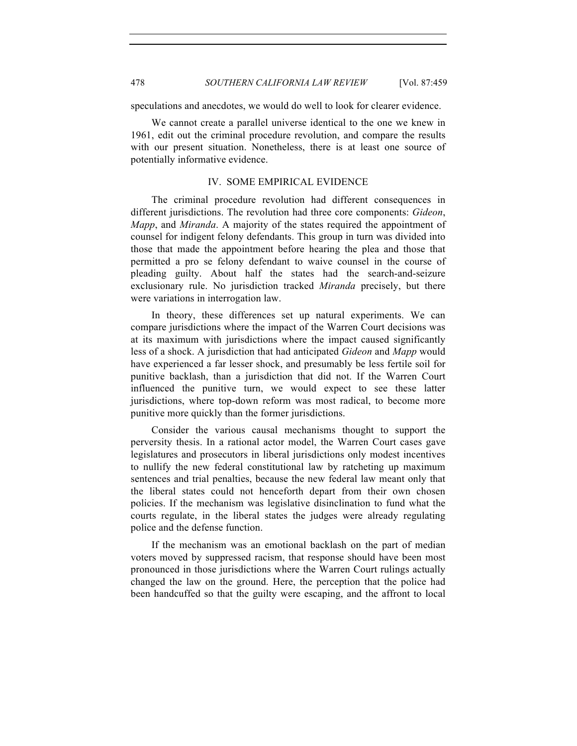speculations and anecdotes, we would do well to look for clearer evidence.

We cannot create a parallel universe identical to the one we knew in 1961, edit out the criminal procedure revolution, and compare the results with our present situation. Nonetheless, there is at least one source of potentially informative evidence.

## IV. SOME EMPIRICAL EVIDENCE

The criminal procedure revolution had different consequences in different jurisdictions. The revolution had three core components: *Gideon*, *Mapp*, and *Miranda*. A majority of the states required the appointment of counsel for indigent felony defendants. This group in turn was divided into those that made the appointment before hearing the plea and those that permitted a pro se felony defendant to waive counsel in the course of pleading guilty. About half the states had the search-and-seizure exclusionary rule. No jurisdiction tracked *Miranda* precisely, but there were variations in interrogation law.

In theory, these differences set up natural experiments. We can compare jurisdictions where the impact of the Warren Court decisions was at its maximum with jurisdictions where the impact caused significantly less of a shock. A jurisdiction that had anticipated *Gideon* and *Mapp* would have experienced a far lesser shock, and presumably be less fertile soil for punitive backlash, than a jurisdiction that did not. If the Warren Court influenced the punitive turn, we would expect to see these latter jurisdictions, where top-down reform was most radical, to become more punitive more quickly than the former jurisdictions.

Consider the various causal mechanisms thought to support the perversity thesis. In a rational actor model, the Warren Court cases gave legislatures and prosecutors in liberal jurisdictions only modest incentives to nullify the new federal constitutional law by ratcheting up maximum sentences and trial penalties, because the new federal law meant only that the liberal states could not henceforth depart from their own chosen policies. If the mechanism was legislative disinclination to fund what the courts regulate, in the liberal states the judges were already regulating police and the defense function.

If the mechanism was an emotional backlash on the part of median voters moved by suppressed racism, that response should have been most pronounced in those jurisdictions where the Warren Court rulings actually changed the law on the ground. Here, the perception that the police had been handcuffed so that the guilty were escaping, and the affront to local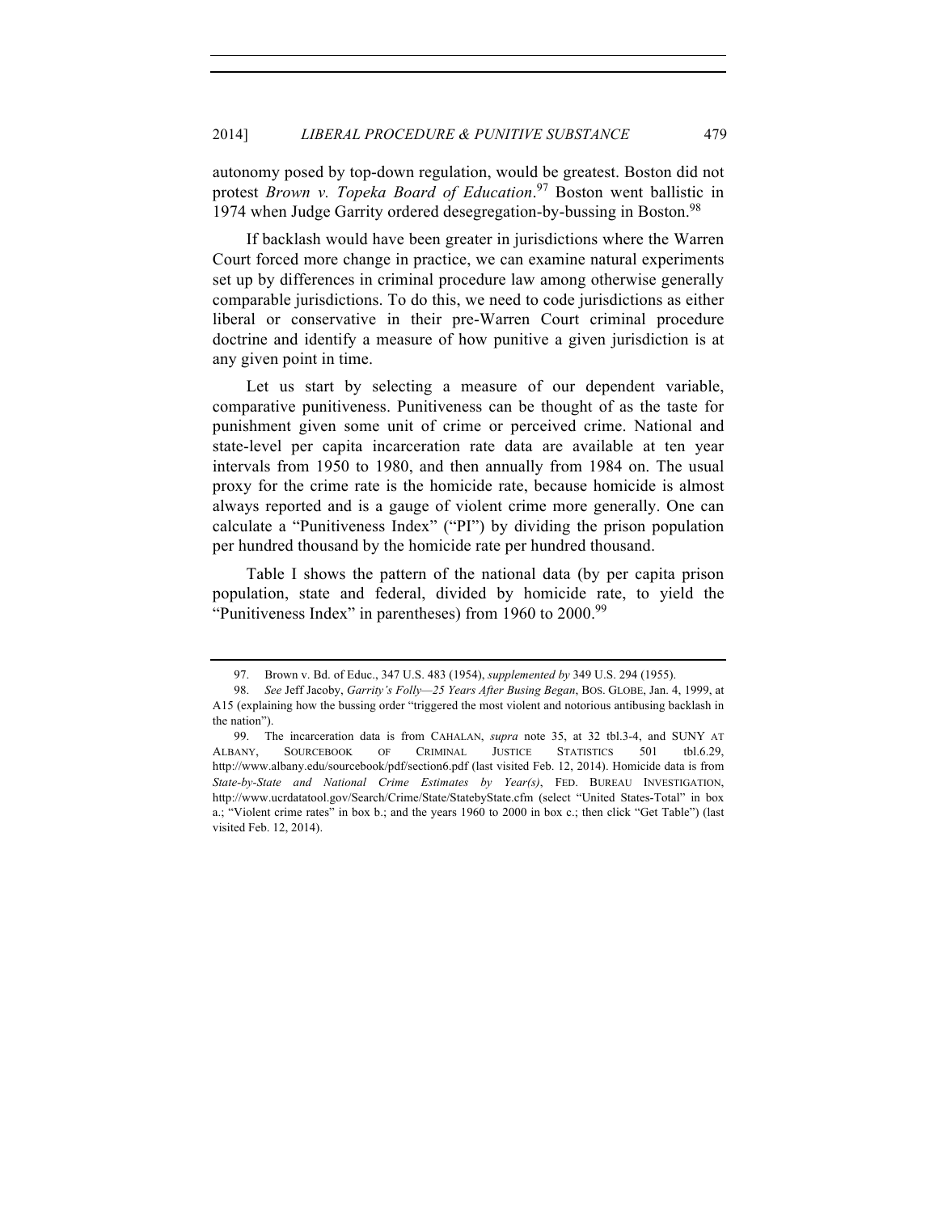autonomy posed by top-down regulation, would be greatest. Boston did not protest *Brown v. Topeka Board of Education*.[97] Boston went ballistic in 1974 when Judge Garrity ordered desegregation-by-bussing in Boston.[98]

If backlash would have been greater in jurisdictions where the Warren Court forced more change in practice, we can examine natural experiments set up by differences in criminal procedure law among otherwise generally comparable jurisdictions. To do this, we need to code jurisdictions as either liberal or conservative in their pre-Warren Court criminal procedure doctrine and identify a measure of how punitive a given jurisdiction is at any given point in time.

Let us start by selecting a measure of our dependent variable, comparative punitiveness. Punitiveness can be thought of as the taste for punishment given some unit of crime or perceived crime. National and state-level per capita incarceration rate data are available at ten year intervals from 1950 to 1980, and then annually from 1984 on. The usual proxy for the crime rate is the homicide rate, because homicide is almost always reported and is a gauge of violent crime more generally. One can calculate a "Punitiveness Index" ("PI") by dividing the prison population per hundred thousand by the homicide rate per hundred thousand.

Table I shows the pattern of the national data (by per capita prison population, state and federal, divided by homicide rate, to yield the "Punitiveness Index" in parentheses) from 1960 to 2000.[99]

---

97. Brown v. Bd. of Educ., 347 U.S. 483 (1954), *supplemented by* 349 U.S. 294 (1955).

98. *See* Jeff Jacoby, *Garrity's Folly—25 Years After Busing Began*, BOS. GLOBE, Jan. 4, 1999, at A15 (explaining how the bussing order "triggered the most violent and notorious antibusing backlash in the nation").

99. The incarceration data is from CAHALAN, *supra* note 35, at 32 tbl.3-4, and SUNY AT ALBANY, SOURCEBOOK OF CRIMINAL JUSTICE STATISTICS 501 tbl.6.29, http://www.albany.edu/sourcebook/pdf/section6.pdf (last visited Feb. 12, 2014). Homicide data is from *State-by-State and National Crime Estimates by Year(s)*, FED. BUREAU INVESTIGATION, http://www.ucrdatatool.gov/Search/Crime/State/StatebyState.cfm (select "United States-Total" in box a.; "Violent crime rates" in box b.; and the years 1960 to 2000 in box c.; then click "Get Table") (last visited Feb. 12, 2014).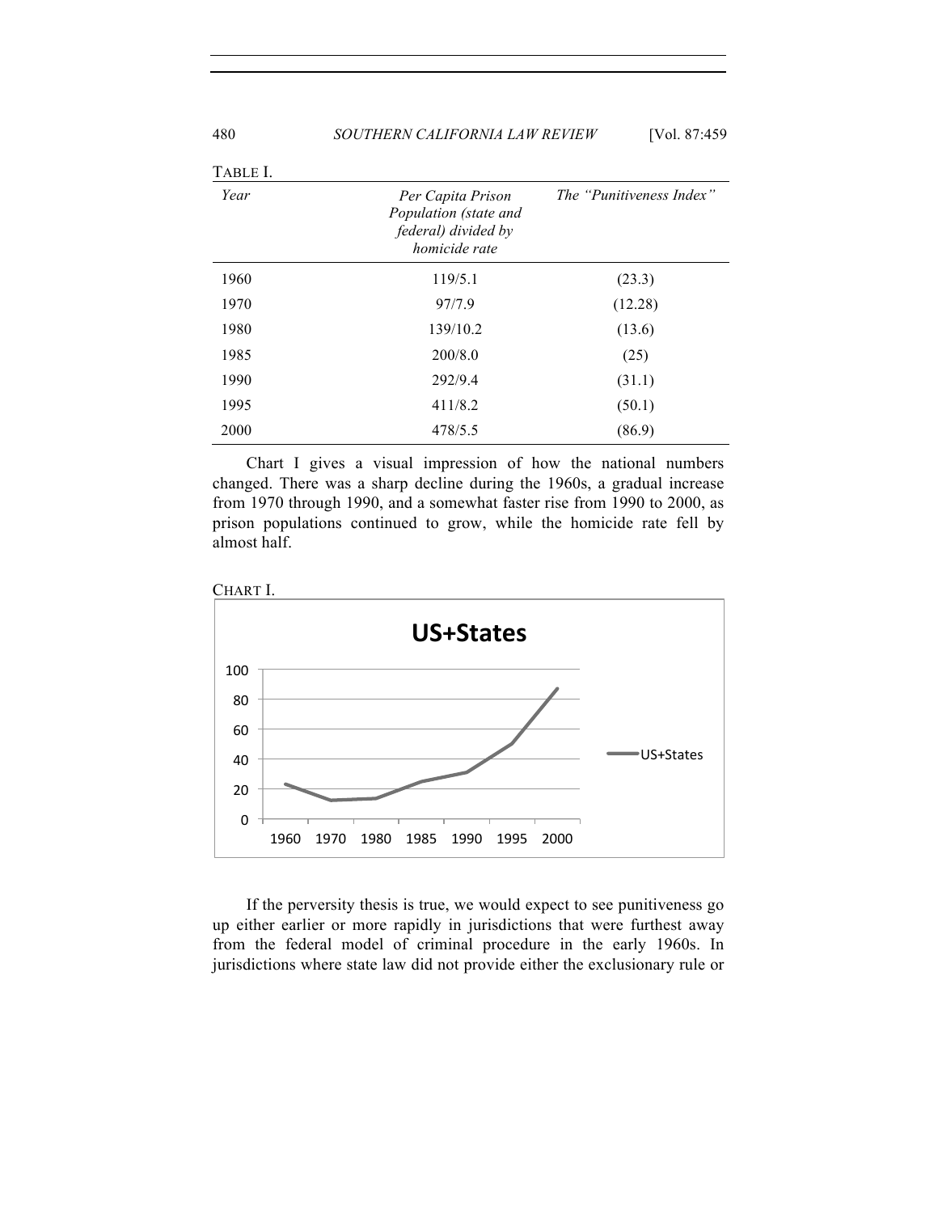TABLE I.

| *Year* | *Per Capita Prison Population (state and federal) divided by homicide rate* | *The "Punitiveness Index"* |
|---|---|---|
| 1960 | 119/5.1 | (23.3) |
| 1970 | 97/7.9 | (12.28) |
| 1980 | 139/10.2 | (13.6) |
| 1985 | 200/8.0 | (25) |
| 1990 | 292/9.4 | (31.1) |
| 1995 | 411/8.2 | (50.1) |
| 2000 | 478/5.5 | (86.9) |

Chart I gives a visual impression of how the national numbers changed. There was a sharp decline during the 1960s, a gradual increase from 1970 through 1990, and a somewhat faster rise from 1990 to 2000, as prison populations continued to grow, while the homicide rate fell by almost half.

CHART I.

If the perversity thesis is true, we would expect to see punitiveness go up either earlier or more rapidly in jurisdictions that were furthest away from the federal model of criminal procedure in the early 1960s. In jurisdictions where state law did not provide either the exclusionary rule or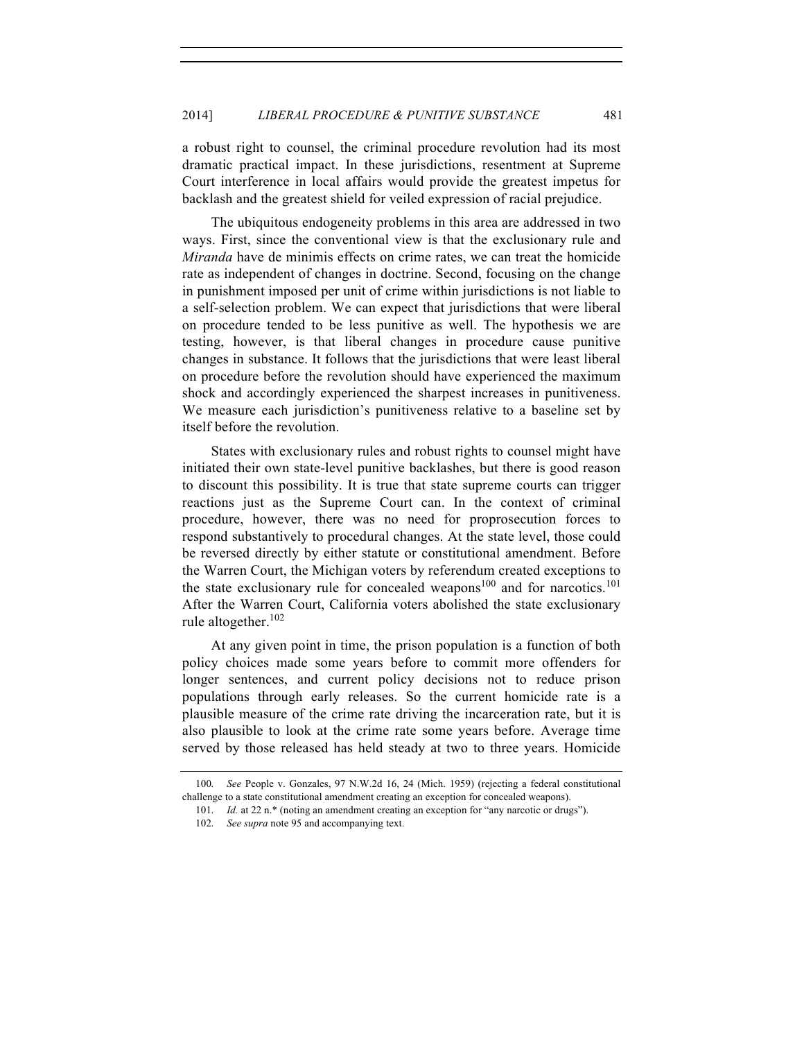a robust right to counsel, the criminal procedure revolution had its most dramatic practical impact. In these jurisdictions, resentment at Supreme Court interference in local affairs would provide the greatest impetus for backlash and the greatest shield for veiled expression of racial prejudice.

The ubiquitous endogeneity problems in this area are addressed in two ways. First, since the conventional view is that the exclusionary rule and *Miranda* have de minimis effects on crime rates, we can treat the homicide rate as independent of changes in doctrine. Second, focusing on the change in punishment imposed per unit of crime within jurisdictions is not liable to a self-selection problem. We can expect that jurisdictions that were liberal on procedure tended to be less punitive as well. The hypothesis we are testing, however, is that liberal changes in procedure cause punitive changes in substance. It follows that the jurisdictions that were least liberal on procedure before the revolution should have experienced the maximum shock and accordingly experienced the sharpest increases in punitiveness. We measure each jurisdiction's punitiveness relative to a baseline set by itself before the revolution.

States with exclusionary rules and robust rights to counsel might have initiated their own state-level punitive backlashes, but there is good reason to discount this possibility. It is true that state supreme courts can trigger reactions just as the Supreme Court can. In the context of criminal procedure, however, there was no need for proprosecution forces to respond substantively to procedural changes. At the state level, those could be reversed directly by either statute or constitutional amendment. Before the Warren Court, the Michigan voters by referendum created exceptions to the state exclusionary rule for concealed weapons[100] and for narcotics.[101] After the Warren Court, California voters abolished the state exclusionary rule altogether.[102]

At any given point in time, the prison population is a function of both policy choices made some years before to commit more offenders for longer sentences, and current policy decisions not to reduce prison populations through early releases. So the current homicide rate is a plausible measure of the crime rate driving the incarceration rate, but it is also plausible to look at the crime rate some years before. Average time served by those released has held steady at two to three years. Homicide

---

100. *See* People v. Gonzales, 97 N.W.2d 16, 24 (Mich. 1959) (rejecting a federal constitutional challenge to a state constitutional amendment creating an exception for concealed weapons).

101. *Id.* at 22 n.* (noting an amendment creating an exception for "any narcotic or drugs").

102. *See supra* note 95 and accompanying text.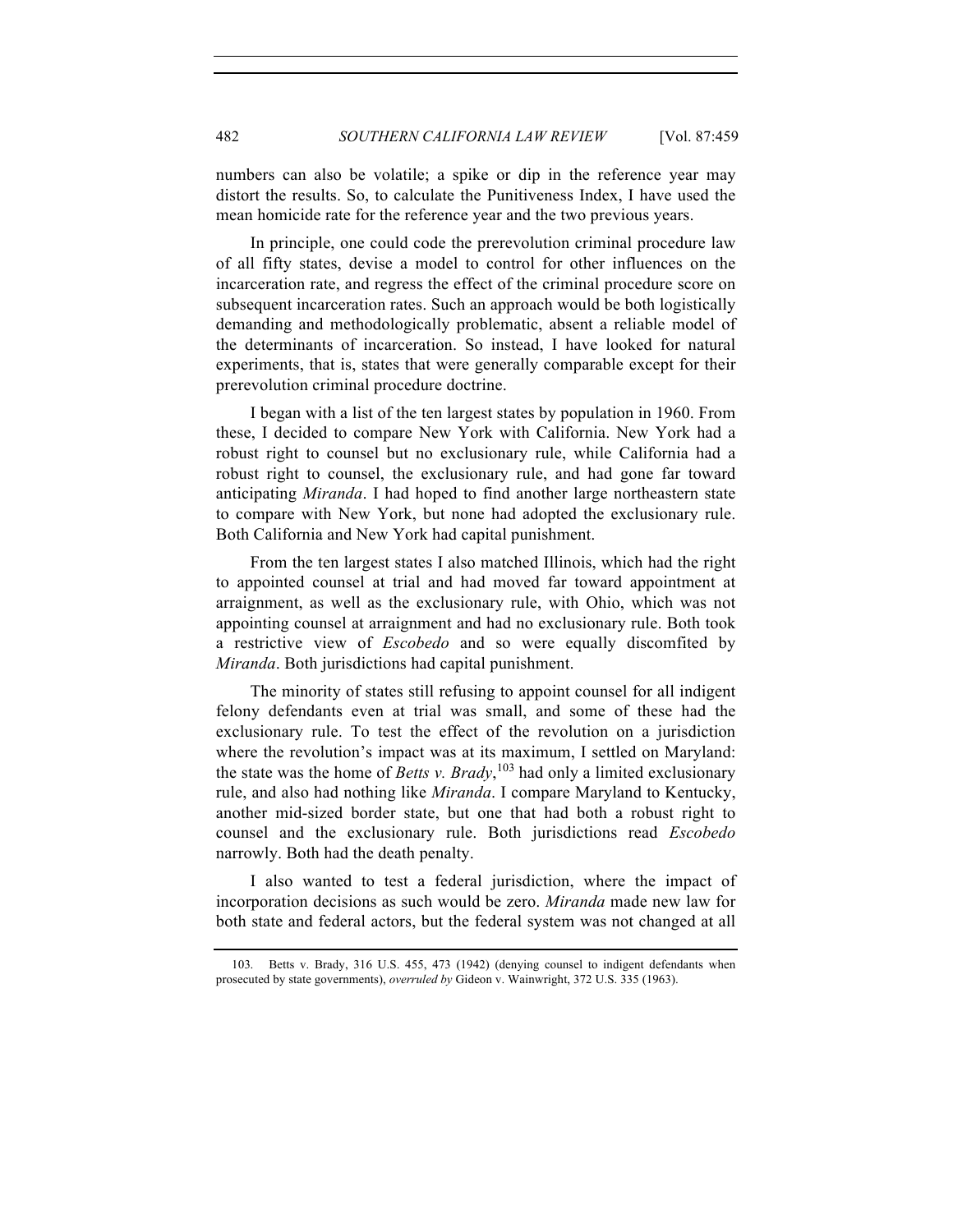numbers can also be volatile; a spike or dip in the reference year may distort the results. So, to calculate the Punitiveness Index, I have used the mean homicide rate for the reference year and the two previous years.

In principle, one could code the prerevolution criminal procedure law of all fifty states, devise a model to control for other influences on the incarceration rate, and regress the effect of the criminal procedure score on subsequent incarceration rates. Such an approach would be both logistically demanding and methodologically problematic, absent a reliable model of the determinants of incarceration. So instead, I have looked for natural experiments, that is, states that were generally comparable except for their prerevolution criminal procedure doctrine.

I began with a list of the ten largest states by population in 1960. From these, I decided to compare New York with California. New York had a robust right to counsel but no exclusionary rule, while California had a robust right to counsel, the exclusionary rule, and had gone far toward anticipating *Miranda*. I had hoped to find another large northeastern state to compare with New York, but none had adopted the exclusionary rule. Both California and New York had capital punishment.

From the ten largest states I also matched Illinois, which had the right to appointed counsel at trial and had moved far toward appointment at arraignment, as well as the exclusionary rule, with Ohio, which was not appointing counsel at arraignment and had no exclusionary rule. Both took a restrictive view of *Escobedo* and so were equally discomfited by *Miranda*. Both jurisdictions had capital punishment.

The minority of states still refusing to appoint counsel for all indigent felony defendants even at trial was small, and some of these had the exclusionary rule. To test the effect of the revolution on a jurisdiction where the revolution's impact was at its maximum, I settled on Maryland: the state was the home of *Betts v. Brady*,[103] had only a limited exclusionary rule, and also had nothing like *Miranda*. I compare Maryland to Kentucky, another mid-sized border state, but one that had both a robust right to counsel and the exclusionary rule. Both jurisdictions read *Escobedo* narrowly. Both had the death penalty.

I also wanted to test a federal jurisdiction, where the impact of incorporation decisions as such would be zero. *Miranda* made new law for both state and federal actors, but the federal system was not changed at all

---

103. Betts v. Brady, 316 U.S. 455, 473 (1942) (denying counsel to indigent defendants when prosecuted by state governments), *overruled by* Gideon v. Wainwright, 372 U.S. 335 (1963).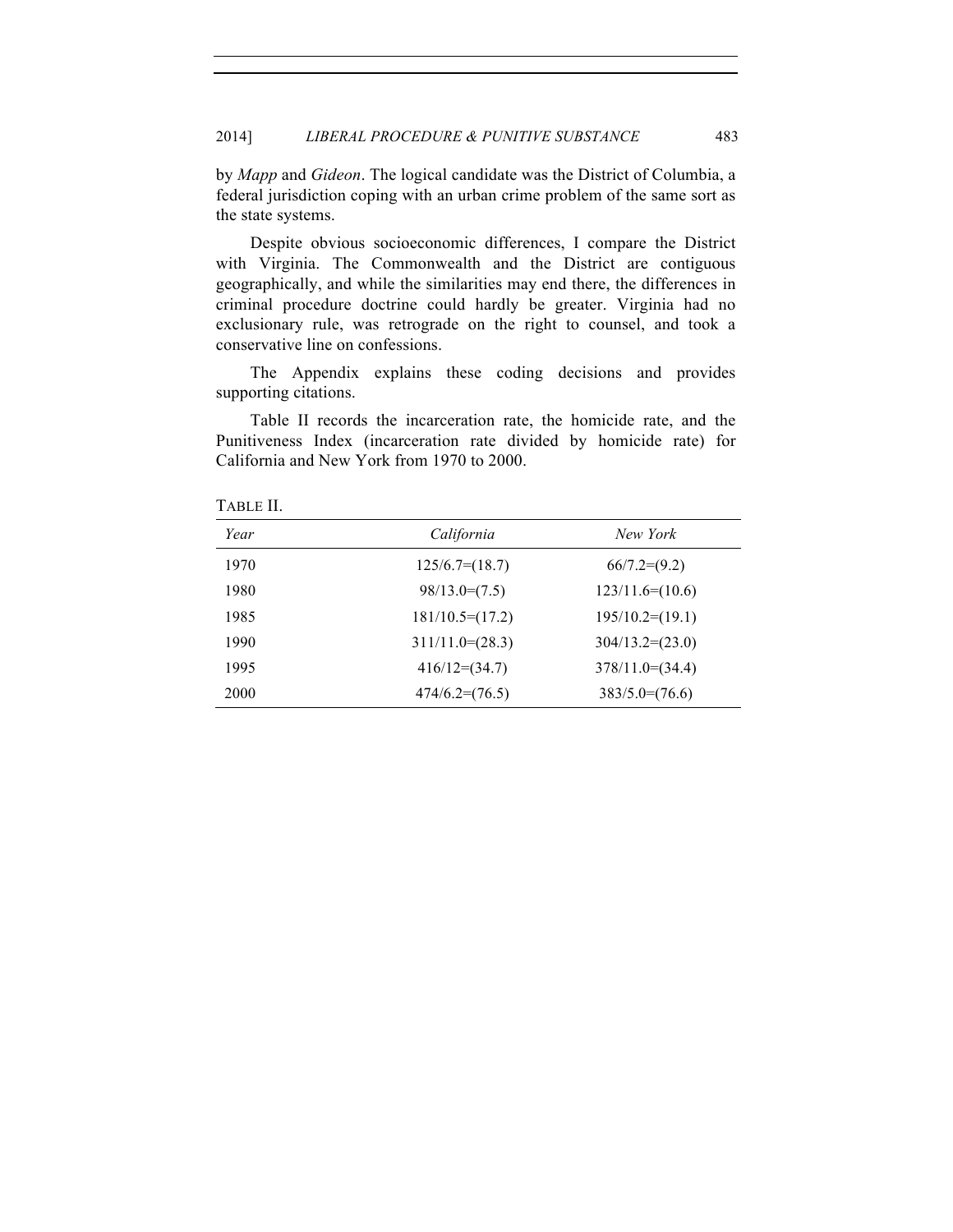by *Mapp* and *Gideon*. The logical candidate was the District of Columbia, a federal jurisdiction coping with an urban crime problem of the same sort as the state systems.

Despite obvious socioeconomic differences, I compare the District with Virginia. The Commonwealth and the District are contiguous geographically, and while the similarities may end there, the differences in criminal procedure doctrine could hardly be greater. Virginia had no exclusionary rule, was retrograde on the right to counsel, and took a conservative line on confessions.

The Appendix explains these coding decisions and provides supporting citations.

Table II records the incarceration rate, the homicide rate, and the Punitiveness Index (incarceration rate divided by homicide rate) for California and New York from 1970 to 2000.

TABLE II.

| *Year* | *California* | *New York* |
|---|---|---|
| 1970 | 125/6.7=(18.7) | 66/7.2=(9.2) |
| 1980 | 98/13.0=(7.5) | 123/11.6=(10.6) |
| 1985 | 181/10.5=(17.2) | 195/10.2=(19.1) |
| 1990 | 311/11.0=(28.3) | 304/13.2=(23.0) |
| 1995 | 416/12=(34.7) | 378/11.0=(34.4) |
| 2000 | 474/6.2=(76.5) | 383/5.0=(76.6) |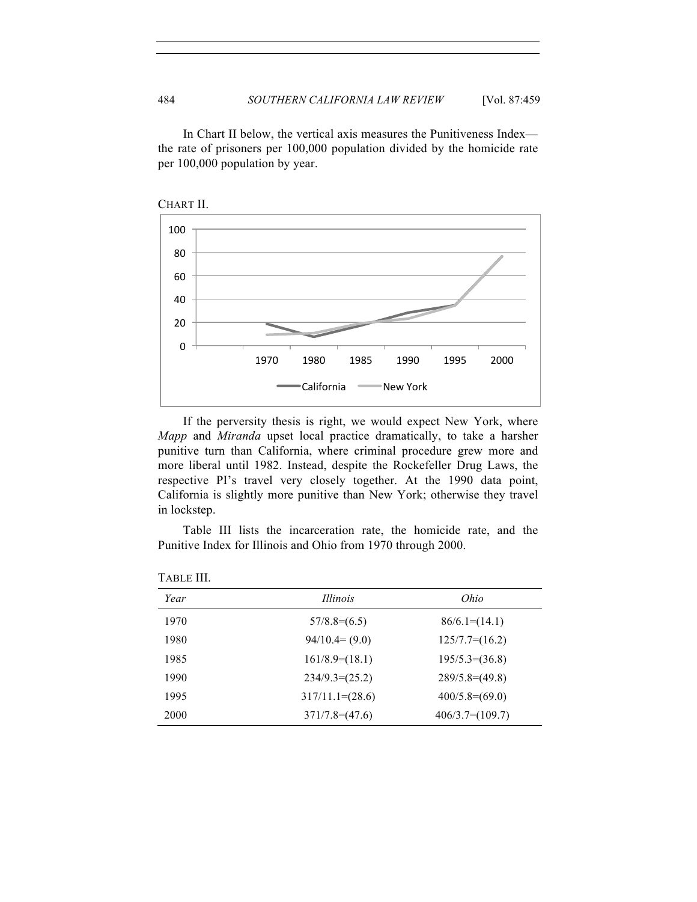In Chart II below, the vertical axis measures the Punitiveness Index—the rate of prisoners per 100,000 population divided by the homicide rate per 100,000 population by year.

CHART II.

If the perversity thesis is right, we would expect New York, where *Mapp* and *Miranda* upset local practice dramatically, to take a harsher punitive turn than California, where criminal procedure grew more and more liberal until 1982. Instead, despite the Rockefeller Drug Laws, the respective PI's travel very closely together. At the 1990 data point, California is slightly more punitive than New York; otherwise they travel in lockstep.

Table III lists the incarceration rate, the homicide rate, and the Punitive Index for Illinois and Ohio from 1970 through 2000.

TABLE III.

| *Year* | *Illinois* | *Ohio* |
|---|---|---|
| 1970 | 57/8.8=(6.5) | 86/6.1=(14.1) |
| 1980 | 94/10.4= (9.0) | 125/7.7=(16.2) |
| 1985 | 161/8.9=(18.1) | 195/5.3=(36.8) |
| 1990 | 234/9.3=(25.2) | 289/5.8=(49.8) |
| 1995 | 317/11.1=(28.6) | 400/5.8=(69.0) |
| 2000 | 371/7.8=(47.6) | 406/3.7=(109.7) |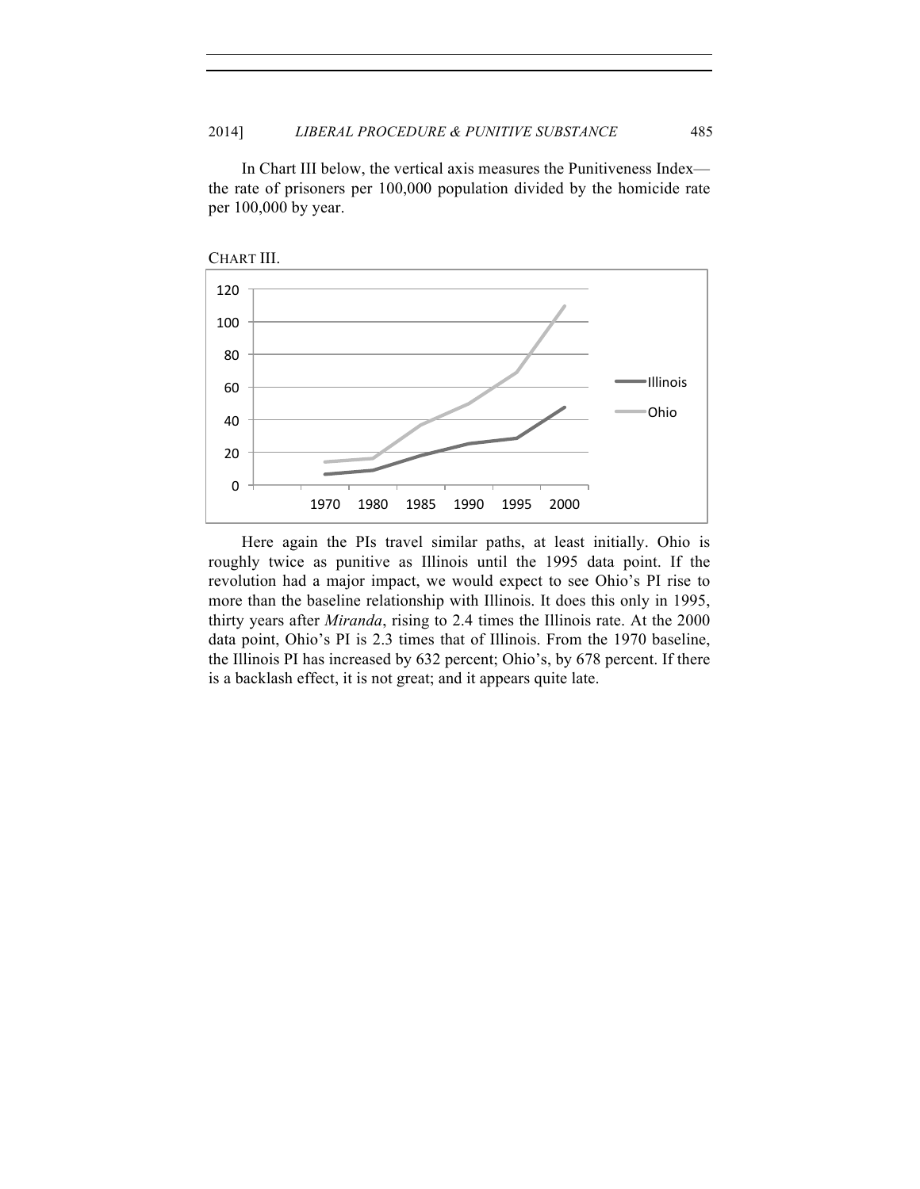In Chart III below, the vertical axis measures the Punitiveness Index—the rate of prisoners per 100,000 population divided by the homicide rate per 100,000 by year.

CHART III.

Here again the PIs travel similar paths, at least initially. Ohio is roughly twice as punitive as Illinois until the 1995 data point. If the revolution had a major impact, we would expect to see Ohio's PI rise to more than the baseline relationship with Illinois. It does this only in 1995, thirty years after *Miranda*, rising to 2.4 times the Illinois rate. At the 2000 data point, Ohio's PI is 2.3 times that of Illinois. From the 1970 baseline, the Illinois PI has increased by 632 percent; Ohio's, by 678 percent. If there is a backlash effect, it is not great; and it appears quite late.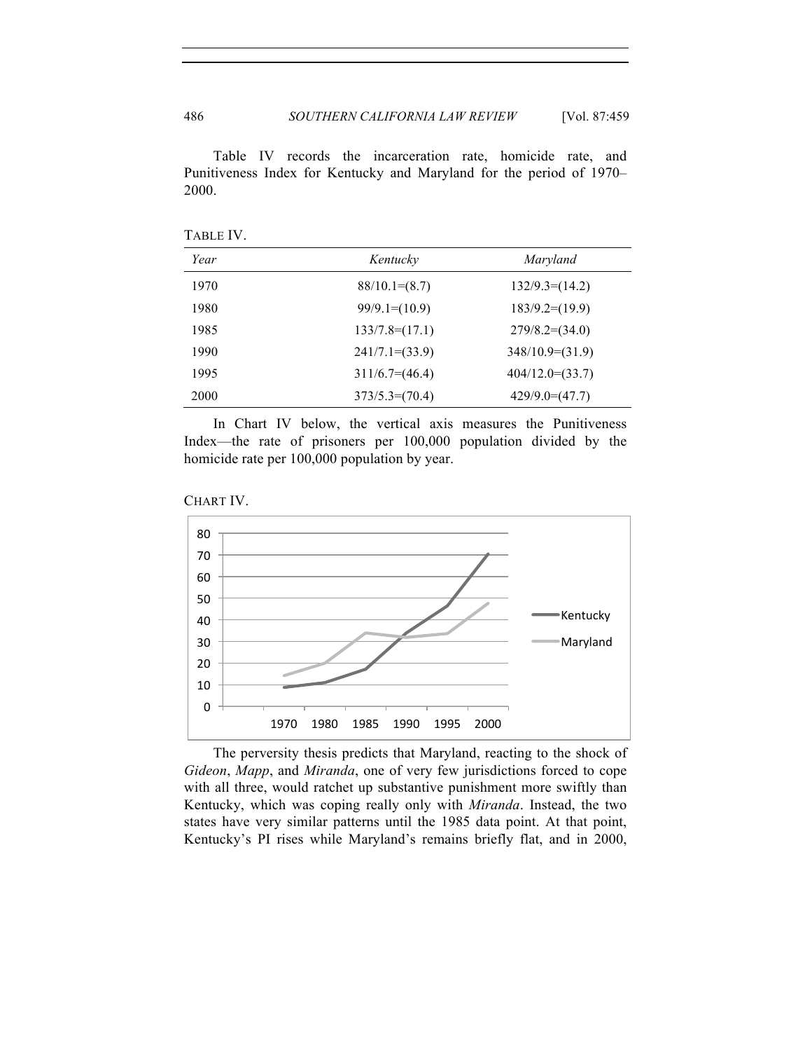Table IV records the incarceration rate, homicide rate, and Punitiveness Index for Kentucky and Maryland for the period of 1970–2000.

TABLE IV.

| *Year* | *Kentucky* | *Maryland* |
|---|---|---|
| 1970 | 88/10.1=(8.7) | 132/9.3=(14.2) |
| 1980 | 99/9.1=(10.9) | 183/9.2=(19.9) |
| 1985 | 133/7.8=(17.1) | 279/8.2=(34.0) |
| 1990 | 241/7.1=(33.9) | 348/10.9=(31.9) |
| 1995 | 311/6.7=(46.4) | 404/12.0=(33.7) |
| 2000 | 373/5.3=(70.4) | 429/9.0=(47.7) |

In Chart IV below, the vertical axis measures the Punitiveness Index—the rate of prisoners per 100,000 population divided by the homicide rate per 100,000 population by year.

CHART IV.

The perversity thesis predicts that Maryland, reacting to the shock of *Gideon*, *Mapp*, and *Miranda*, one of very few jurisdictions forced to cope with all three, would ratchet up substantive punishment more swiftly than Kentucky, which was coping really only with *Miranda*. Instead, the two states have very similar patterns until the 1985 data point. At that point, Kentucky's PI rises while Maryland's remains briefly flat, and in 2000,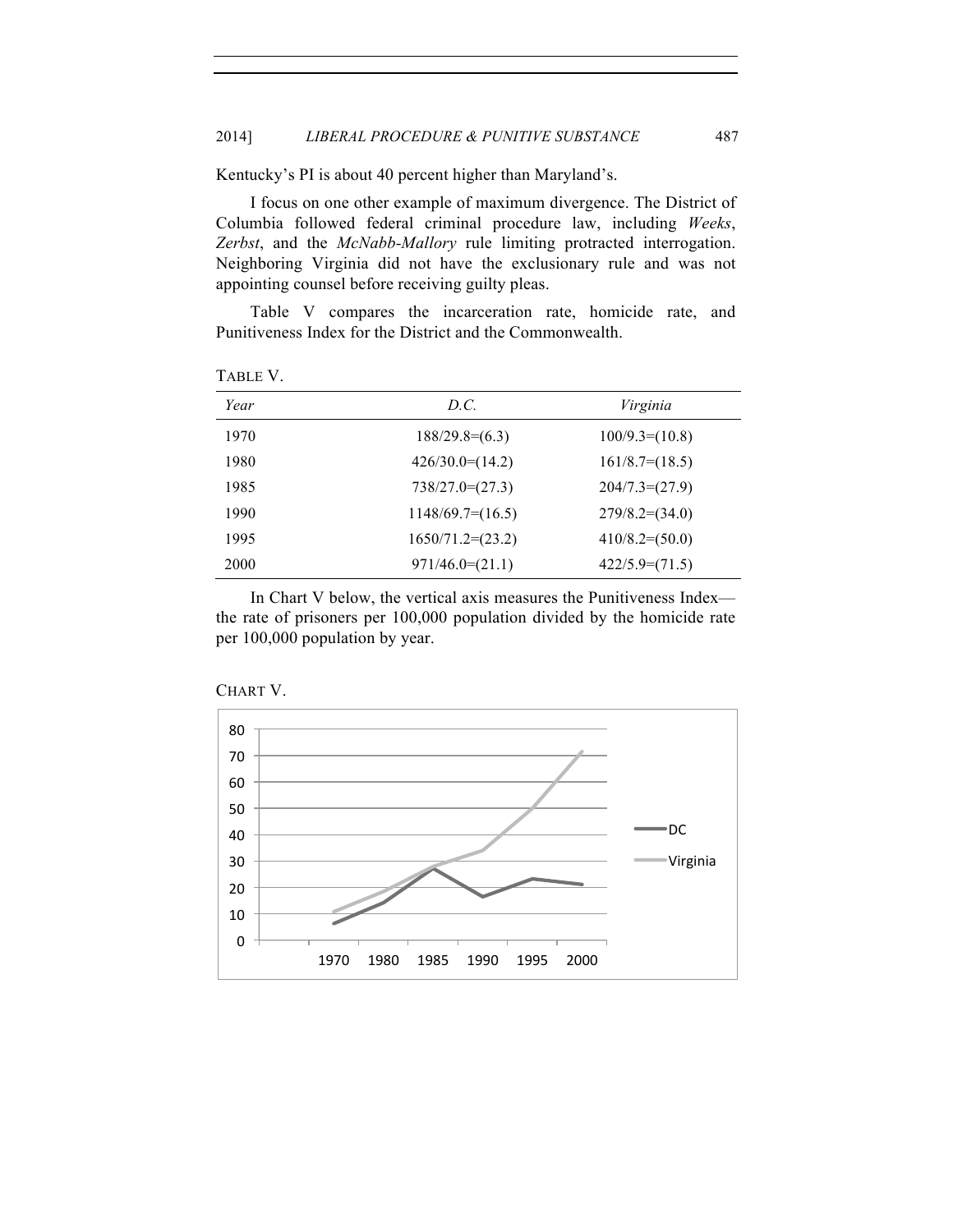Kentucky's PI is about 40 percent higher than Maryland's.

I focus on one other example of maximum divergence. The District of Columbia followed federal criminal procedure law, including *Weeks*, *Zerbst*, and the *McNabb-Mallory* rule limiting protracted interrogation. Neighboring Virginia did not have the exclusionary rule and was not appointing counsel before receiving guilty pleas.

Table V compares the incarceration rate, homicide rate, and Punitiveness Index for the District and the Commonwealth.

TABLE V.

| *Year* | *D.C.* | *Virginia* |
|---|---|---|
| 1970 | 188/29.8=(6.3) | 100/9.3=(10.8) |
| 1980 | 426/30.0=(14.2) | 161/8.7=(18.5) |
| 1985 | 738/27.0=(27.3) | 204/7.3=(27.9) |
| 1990 | 1148/69.7=(16.5) | 279/8.2=(34.0) |
| 1995 | 1650/71.2=(23.2) | 410/8.2=(50.0) |
| 2000 | 971/46.0=(21.1) | 422/5.9=(71.5) |

In Chart V below, the vertical axis measures the Punitiveness Index—the rate of prisoners per 100,000 population divided by the homicide rate per 100,000 population by year.

CHART V.

| Year | DC | Virginia |
|---|---|---|
| 1970 | 6.3 | 10.8 |
| 1980 | 14.2 | 18.5 |
| 1985 | 27.3 | 27.9 |
| 1990 | 16.5 | 34.0 |
| 1995 | 23.2 | 50.0 |
| 2000 | 21.1 | 71.5 |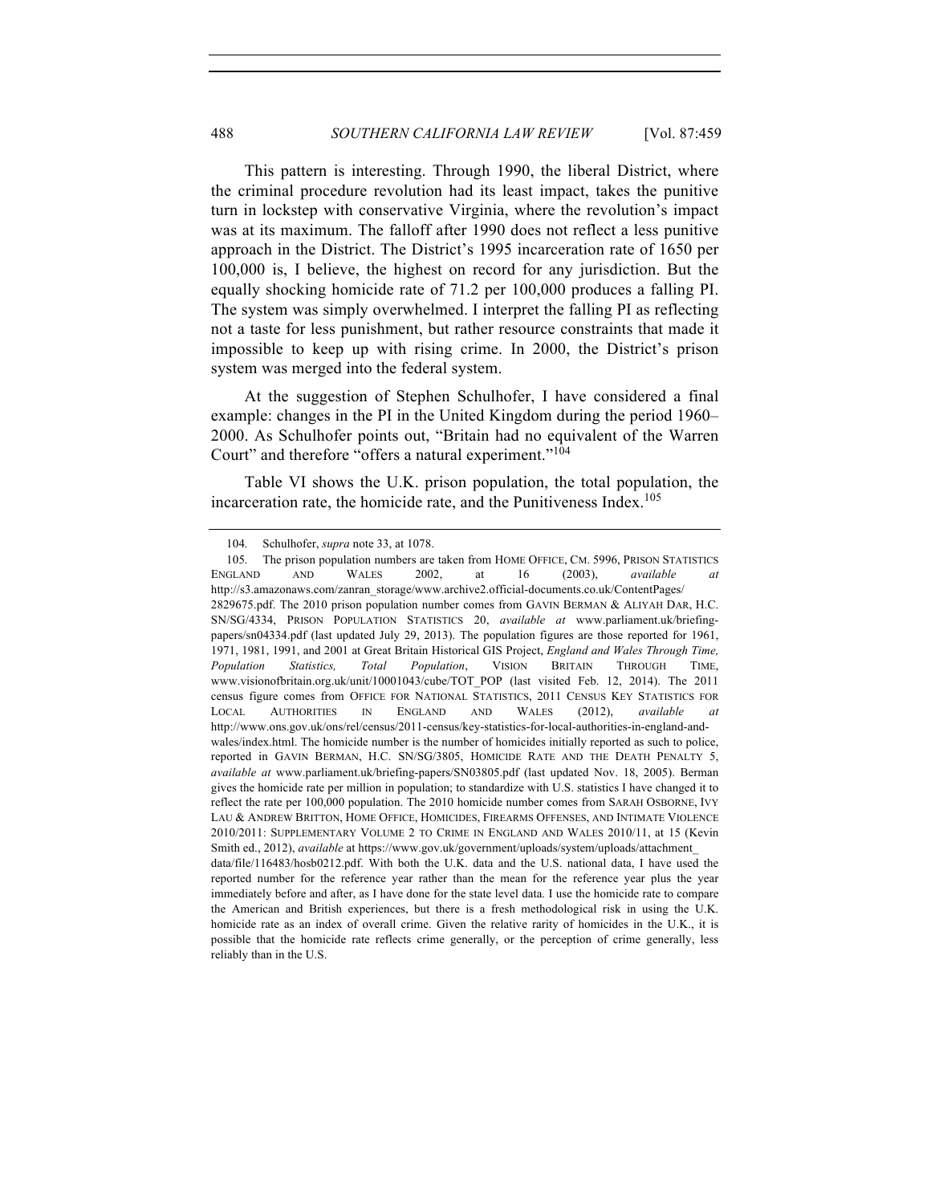This pattern is interesting. Through 1990, the liberal District, where the criminal procedure revolution had its least impact, takes the punitive turn in lockstep with conservative Virginia, where the revolution's impact was at its maximum. The falloff after 1990 does not reflect a less punitive approach in the District. The District's 1995 incarceration rate of 1650 per 100,000 is, I believe, the highest on record for any jurisdiction. But the equally shocking homicide rate of 71.2 per 100,000 produces a falling PI. The system was simply overwhelmed. I interpret the falling PI as reflecting not a taste for less punishment, but rather resource constraints that made it impossible to keep up with rising crime. In 2000, the District's prison system was merged into the federal system.

At the suggestion of Stephen Schulhofer, I have considered a final example: changes in the PI in the United Kingdom during the period 1960–2000. As Schulhofer points out, "Britain had no equivalent of the Warren Court" and therefore "offers a natural experiment."[104]

Table VI shows the U.K. prison population, the total population, the incarceration rate, the homicide rate, and the Punitiveness Index.[105]

---

104. Schulhofer, *supra* note 33, at 1078.

105. The prison population numbers are taken from HOME OFFICE, CM. 5996, PRISON STATISTICS ENGLAND AND WALES 2002, at 16 (2003), *available at* http://s3.amazonaws.com/zanran_storage/www.archive2.official-documents.co.uk/ContentPages/2829675.pdf. The 2010 prison population number comes from GAVIN BERMAN & ALIYAH DAR, H.C. SN/SG/4334, PRISON POPULATION STATISTICS 20, *available at* www.parliament.uk/briefing-papers/sn04334.pdf (last updated July 29, 2013). The population figures are those reported for 1961, 1971, 1981, 1991, and 2001 at Great Britain Historical GIS Project, *England and Wales Through Time, Population Statistics, Total Population*, VISION BRITAIN THROUGH TIME, www.visionofbritain.org.uk/unit/10001043/cube/TOT_POP (last visited Feb. 12, 2014). The 2011 census figure comes from OFFICE FOR NATIONAL STATISTICS, 2011 CENSUS KEY STATISTICS FOR LOCAL AUTHORITIES IN ENGLAND AND WALES (2012), *available at* http://www.ons.gov.uk/ons/rel/census/2011-census/key-statistics-for-local-authorities-in-england-and-wales/index.html. The homicide number is the number of homicides initially reported as such to police, reported in GAVIN BERMAN, H.C. SN/SG/3805, HOMICIDE RATE AND THE DEATH PENALTY 5, *available at* www.parliament.uk/briefing-papers/SN03805.pdf (last updated Nov. 18, 2005). Berman gives the homicide rate per million in population; to standardize with U.S. statistics I have changed it to reflect the rate per 100,000 population. The 2010 homicide number comes from SARAH OSBORNE, IVY LAU & ANDREW BRITTON, HOME OFFICE, HOMICIDES, FIREARMS OFFENSES, AND INTIMATE VIOLENCE 2010/2011: SUPPLEMENTARY VOLUME 2 TO CRIME IN ENGLAND AND WALES 2010/11, at 15 (Kevin Smith ed., 2012), *available at* https://www.gov.uk/government/uploads/system/uploads/attachment_data/file/116483/hosb0212.pdf. With both the U.K. data and the U.S. national data, I have used the reported number for the reference year rather than the mean for the reference year plus the year immediately before and after, as I have done for the state level data. I use the homicide rate to compare the American and British experiences, but there is a fresh methodological risk in using the U.K. homicide rate as an index of overall crime. Given the relative rarity of homicides in the U.K., it is possible that the homicide rate reflects crime generally, or the perception of crime generally, less reliably than in the U.S.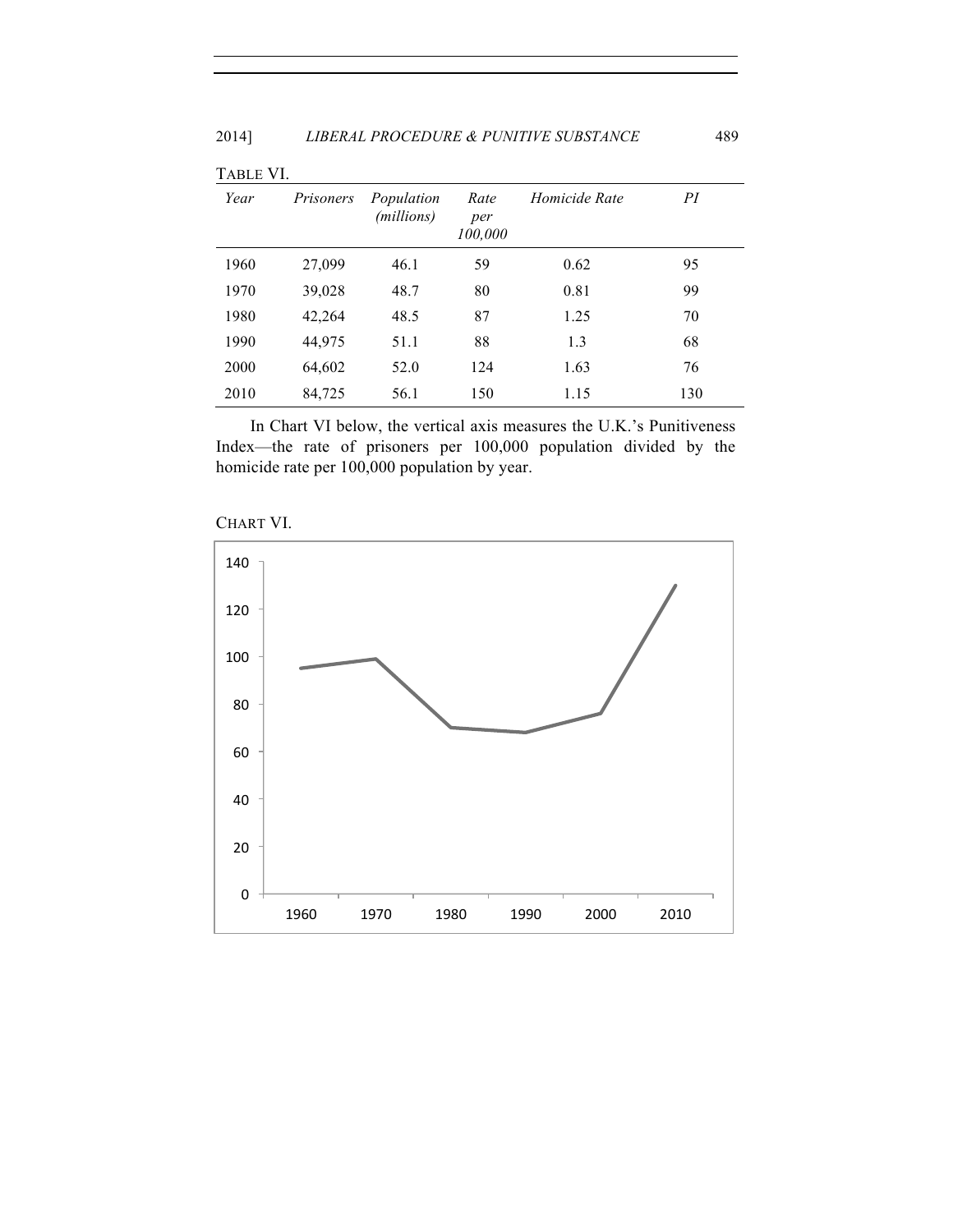TABLE VI.

| *Year* | *Prisoners* | *Population (millions)* | *Rate per 100,000* | *Homicide Rate* | *PI* |
|---|---|---|---|---|---|
| 1960 | 27,099 | 46.1 | 59 | 0.62 | 95 |
| 1970 | 39,028 | 48.7 | 80 | 0.81 | 99 |
| 1980 | 42,264 | 48.5 | 87 | 1.25 | 70 |
| 1990 | 44,975 | 51.1 | 88 | 1.3 | 68 |
| 2000 | 64,602 | 52.0 | 124 | 1.63 | 76 |
| 2010 | 84,725 | 56.1 | 150 | 1.15 | 130 |

In Chart VI below, the vertical axis measures the U.K.'s Punitiveness Index—the rate of prisoners per 100,000 population divided by the homicide rate per 100,000 population by year.

CHART VI.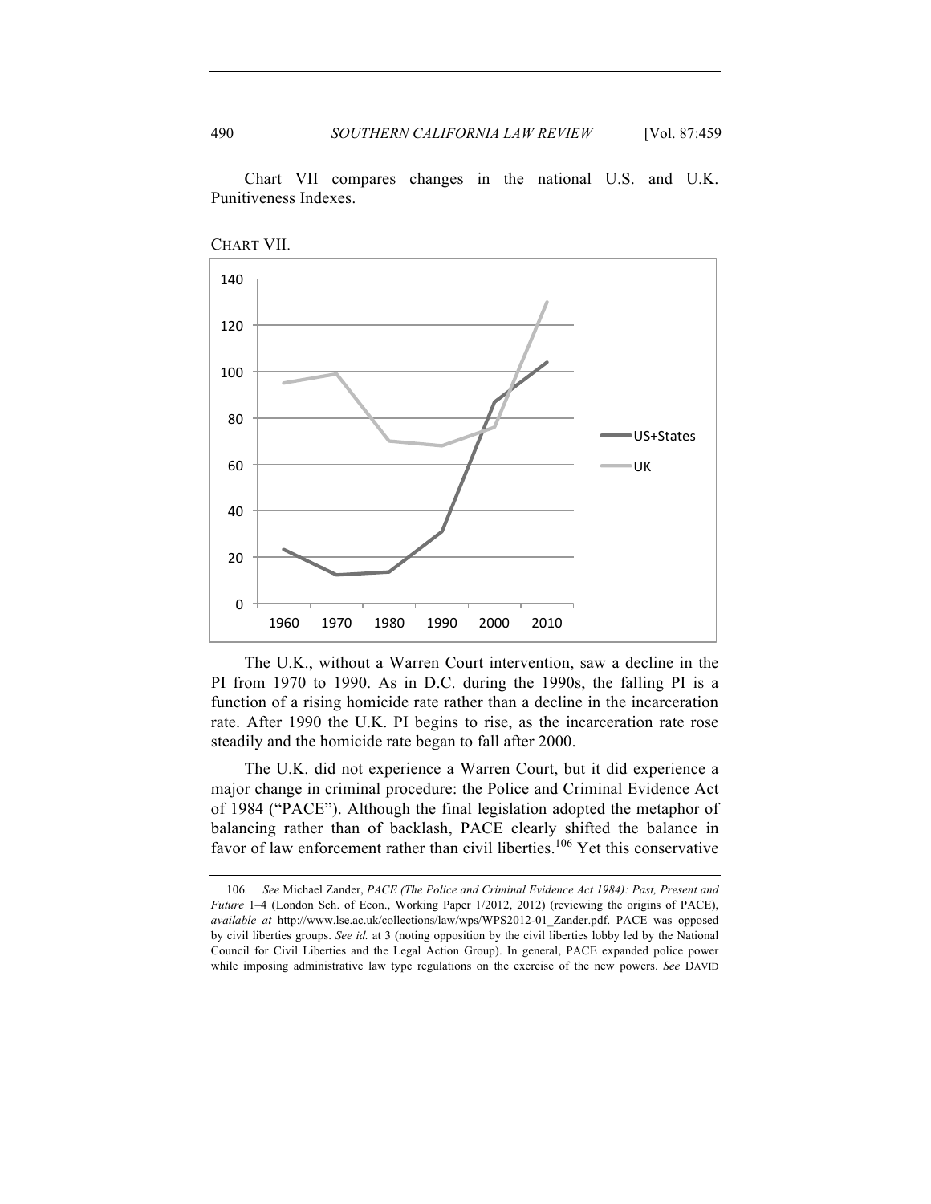Chart VII compares changes in the national U.S. and U.K. Punitiveness Indexes.

CHART VII.

The U.K., without a Warren Court intervention, saw a decline in the PI from 1970 to 1990. As in D.C. during the 1990s, the falling PI is a function of a rising homicide rate rather than a decline in the incarceration rate. After 1990 the U.K. PI begins to rise, as the incarceration rate rose steadily and the homicide rate began to fall after 2000.

The U.K. did not experience a Warren Court, but it did experience a major change in criminal procedure: the Police and Criminal Evidence Act of 1984 ("PACE"). Although the final legislation adopted the metaphor of balancing rather than of backlash, PACE clearly shifted the balance in favor of law enforcement rather than civil liberties.[106] Yet this conservative

---

106. *See* Michael Zander, *PACE (The Police and Criminal Evidence Act 1984): Past, Present and Future* 1–4 (London Sch. of Econ., Working Paper 1/2012, 2012) (reviewing the origins of PACE), *available at* http://www.lse.ac.uk/collections/law/wps/WPS2012-01_Zander.pdf. PACE was opposed by civil liberties groups. *See id.* at 3 (noting opposition by the civil liberties lobby led by the National Council for Civil Liberties and the Legal Action Group). In general, PACE expanded police power while imposing administrative law type regulations on the exercise of the new powers. *See* DAVID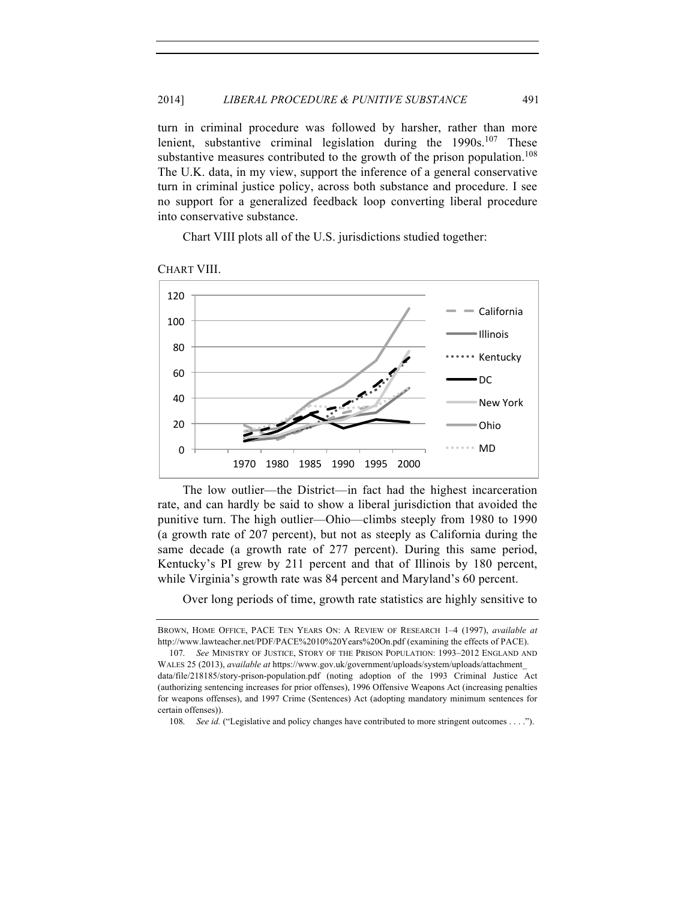turn in criminal procedure was followed by harsher, rather than more lenient, substantive criminal legislation during the 1990s.[107] These substantive measures contributed to the growth of the prison population.[108] The U.K. data, in my view, support the inference of a general conservative turn in criminal justice policy, across both substance and procedure. I see no support for a generalized feedback loop converting liberal procedure into conservative substance.

Chart VIII plots all of the U.S. jurisdictions studied together:

CHART VIII.

The low outlier—the District—in fact had the highest incarceration rate, and can hardly be said to show a liberal jurisdiction that avoided the punitive turn. The high outlier—Ohio—climbs steeply from 1980 to 1990 (a growth rate of 207 percent), but not as steeply as California during the same decade (a growth rate of 277 percent). During this same period, Kentucky's PI grew by 211 percent and that of Illinois by 180 percent, while Virginia's growth rate was 84 percent and Maryland's 60 percent.

Over long periods of time, growth rate statistics are highly sensitive to

BROWN, HOME OFFICE, PACE TEN YEARS ON: A REVIEW OF RESEARCH 1–4 (1997), *available at* http://www.lawteacher.net/PDF/PACE%2010%20Years%20On.pdf (examining the effects of PACE).

107. *See* MINISTRY OF JUSTICE, STORY OF THE PRISON POPULATION: 1993–2012 ENGLAND AND WALES 25 (2013), *available at* https://www.gov.uk/government/uploads/system/uploads/attachment_data/file/218185/story-prison-population.pdf (noting adoption of the 1993 Criminal Justice Act (authorizing sentencing increases for prior offenses), 1996 Offensive Weapons Act (increasing penalties for weapons offenses), and 1997 Crime (Sentences) Act (adopting mandatory minimum sentences for certain offenses)).

108. *See id.* ("Legislative and policy changes have contributed to more stringent outcomes . . . .").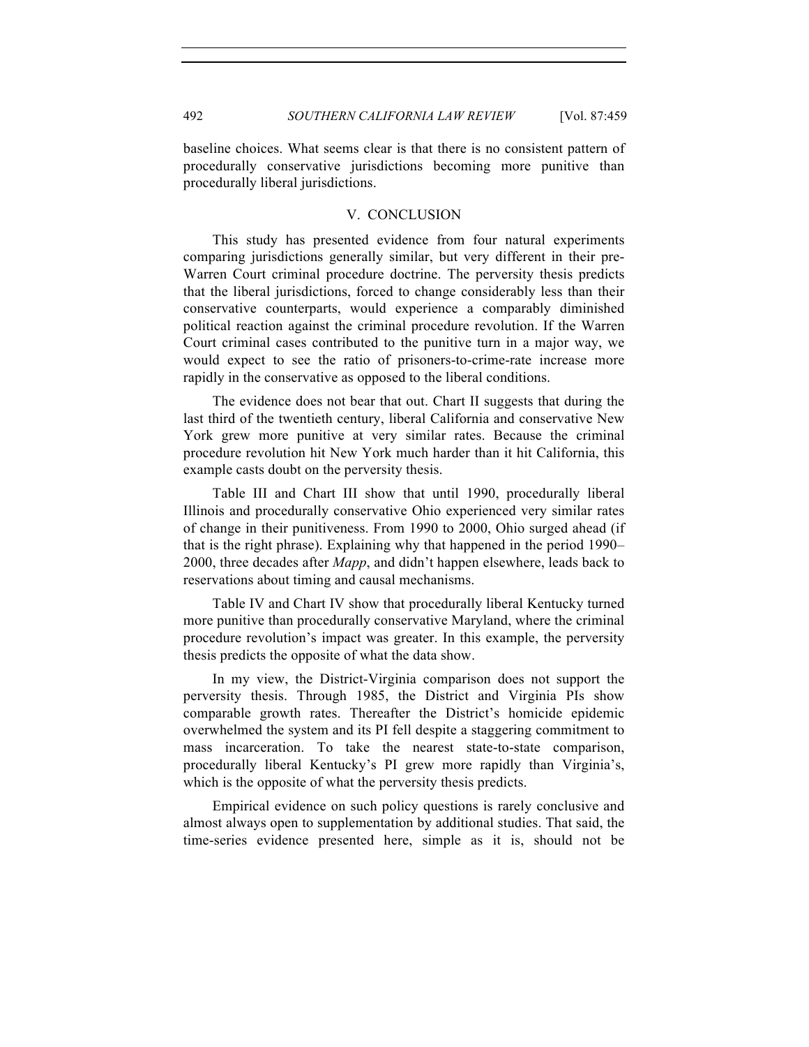baseline choices. What seems clear is that there is no consistent pattern of procedurally conservative jurisdictions becoming more punitive than procedurally liberal jurisdictions.

## V. CONCLUSION

This study has presented evidence from four natural experiments comparing jurisdictions generally similar, but very different in their pre-Warren Court criminal procedure doctrine. The perversity thesis predicts that the liberal jurisdictions, forced to change considerably less than their conservative counterparts, would experience a comparably diminished political reaction against the criminal procedure revolution. If the Warren Court criminal cases contributed to the punitive turn in a major way, we would expect to see the ratio of prisoners-to-crime-rate increase more rapidly in the conservative as opposed to the liberal conditions.

The evidence does not bear that out. Chart II suggests that during the last third of the twentieth century, liberal California and conservative New York grew more punitive at very similar rates. Because the criminal procedure revolution hit New York much harder than it hit California, this example casts doubt on the perversity thesis.

Table III and Chart III show that until 1990, procedurally liberal Illinois and procedurally conservative Ohio experienced very similar rates of change in their punitiveness. From 1990 to 2000, Ohio surged ahead (if that is the right phrase). Explaining why that happened in the period 1990–2000, three decades after *Mapp*, and didn't happen elsewhere, leads back to reservations about timing and causal mechanisms.

Table IV and Chart IV show that procedurally liberal Kentucky turned more punitive than procedurally conservative Maryland, where the criminal procedure revolution's impact was greater. In this example, the perversity thesis predicts the opposite of what the data show.

In my view, the District-Virginia comparison does not support the perversity thesis. Through 1985, the District and Virginia PIs show comparable growth rates. Thereafter the District's homicide epidemic overwhelmed the system and its PI fell despite a staggering commitment to mass incarceration. To take the nearest state-to-state comparison, procedurally liberal Kentucky's PI grew more rapidly than Virginia's, which is the opposite of what the perversity thesis predicts.

Empirical evidence on such policy questions is rarely conclusive and almost always open to supplementation by additional studies. That said, the time-series evidence presented here, simple as it is, should not be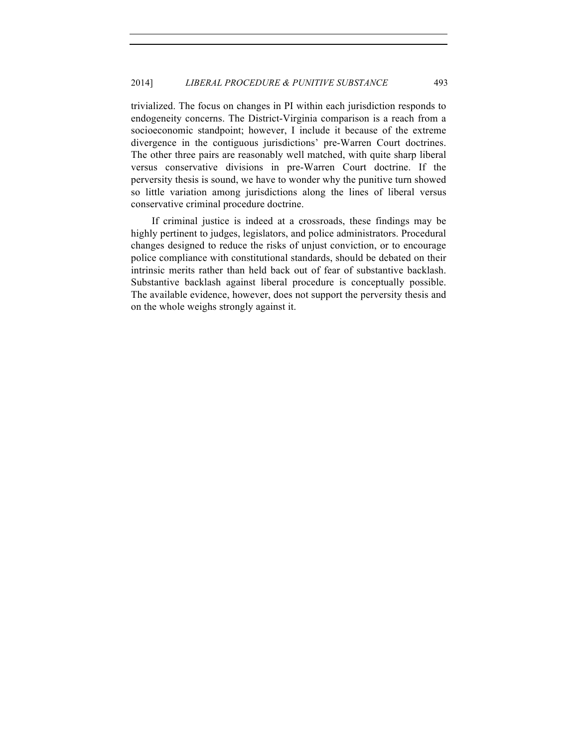trivialized. The focus on changes in PI within each jurisdiction responds to endogeneity concerns. The District-Virginia comparison is a reach from a socioeconomic standpoint; however, I include it because of the extreme divergence in the contiguous jurisdictions' pre-Warren Court doctrines. The other three pairs are reasonably well matched, with quite sharp liberal versus conservative divisions in pre-Warren Court doctrine. If the perversity thesis is sound, we have to wonder why the punitive turn showed so little variation among jurisdictions along the lines of liberal versus conservative criminal procedure doctrine.

If criminal justice is indeed at a crossroads, these findings may be highly pertinent to judges, legislators, and police administrators. Procedural changes designed to reduce the risks of unjust conviction, or to encourage police compliance with constitutional standards, should be debated on their intrinsic merits rather than held back out of fear of substantive backlash. Substantive backlash against liberal procedure is conceptually possible. The available evidence, however, does not support the perversity thesis and on the whole weighs strongly against it.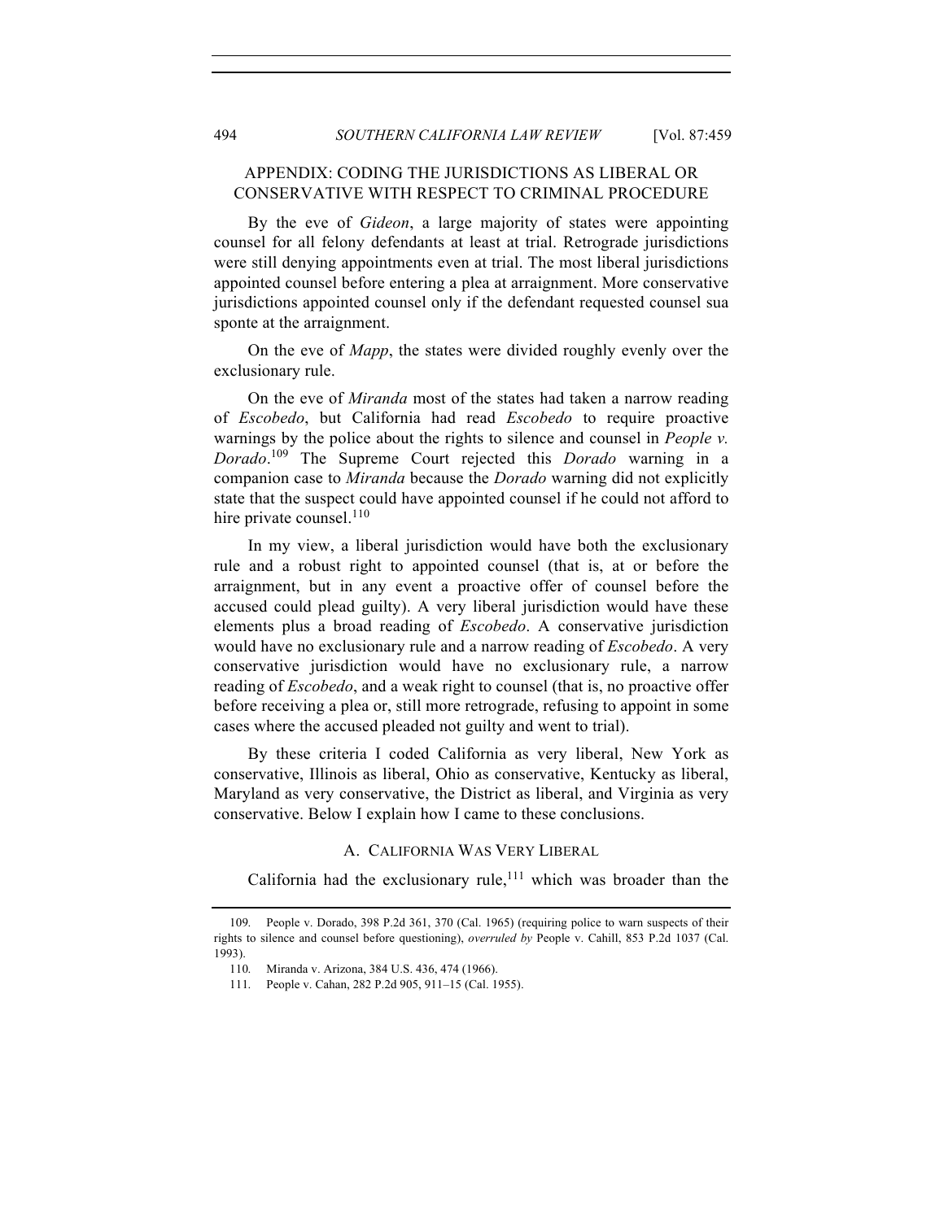## APPENDIX: CODING THE JURISDICTIONS AS LIBERAL OR CONSERVATIVE WITH RESPECT TO CRIMINAL PROCEDURE

By the eve of *Gideon*, a large majority of states were appointing counsel for all felony defendants at least at trial. Retrograde jurisdictions were still denying appointments even at trial. The most liberal jurisdictions appointed counsel before entering a plea at arraignment. More conservative jurisdictions appointed counsel only if the defendant requested counsel sua sponte at the arraignment.

On the eve of *Mapp*, the states were divided roughly evenly over the exclusionary rule.

On the eve of *Miranda* most of the states had taken a narrow reading of *Escobedo*, but California had read *Escobedo* to require proactive warnings by the police about the rights to silence and counsel in *People v. Dorado*.[109] The Supreme Court rejected this *Dorado* warning in a companion case to *Miranda* because the *Dorado* warning did not explicitly state that the suspect could have appointed counsel if he could not afford to hire private counsel.[110]

In my view, a liberal jurisdiction would have both the exclusionary rule and a robust right to appointed counsel (that is, at or before the arraignment, but in any event a proactive offer of counsel before the accused could plead guilty). A very liberal jurisdiction would have these elements plus a broad reading of *Escobedo*. A conservative jurisdiction would have no exclusionary rule and a narrow reading of *Escobedo*. A very conservative jurisdiction would have no exclusionary rule, a narrow reading of *Escobedo*, and a weak right to counsel (that is, no proactive offer before receiving a plea or, still more retrograde, refusing to appoint in some cases where the accused pleaded not guilty and went to trial).

By these criteria I coded California as very liberal, New York as conservative, Illinois as liberal, Ohio as conservative, Kentucky as liberal, Maryland as very conservative, the District as liberal, and Virginia as very conservative. Below I explain how I came to these conclusions.

### A. CALIFORNIA WAS VERY LIBERAL

California had the exclusionary rule,[111] which was broader than the

---

109. People v. Dorado, 398 P.2d 361, 370 (Cal. 1965) (requiring police to warn suspects of their rights to silence and counsel before questioning), *overruled by* People v. Cahill, 853 P.2d 1037 (Cal. 1993).

110. Miranda v. Arizona, 384 U.S. 436, 474 (1966).

111. People v. Cahan, 282 P.2d 905, 911–15 (Cal. 1955).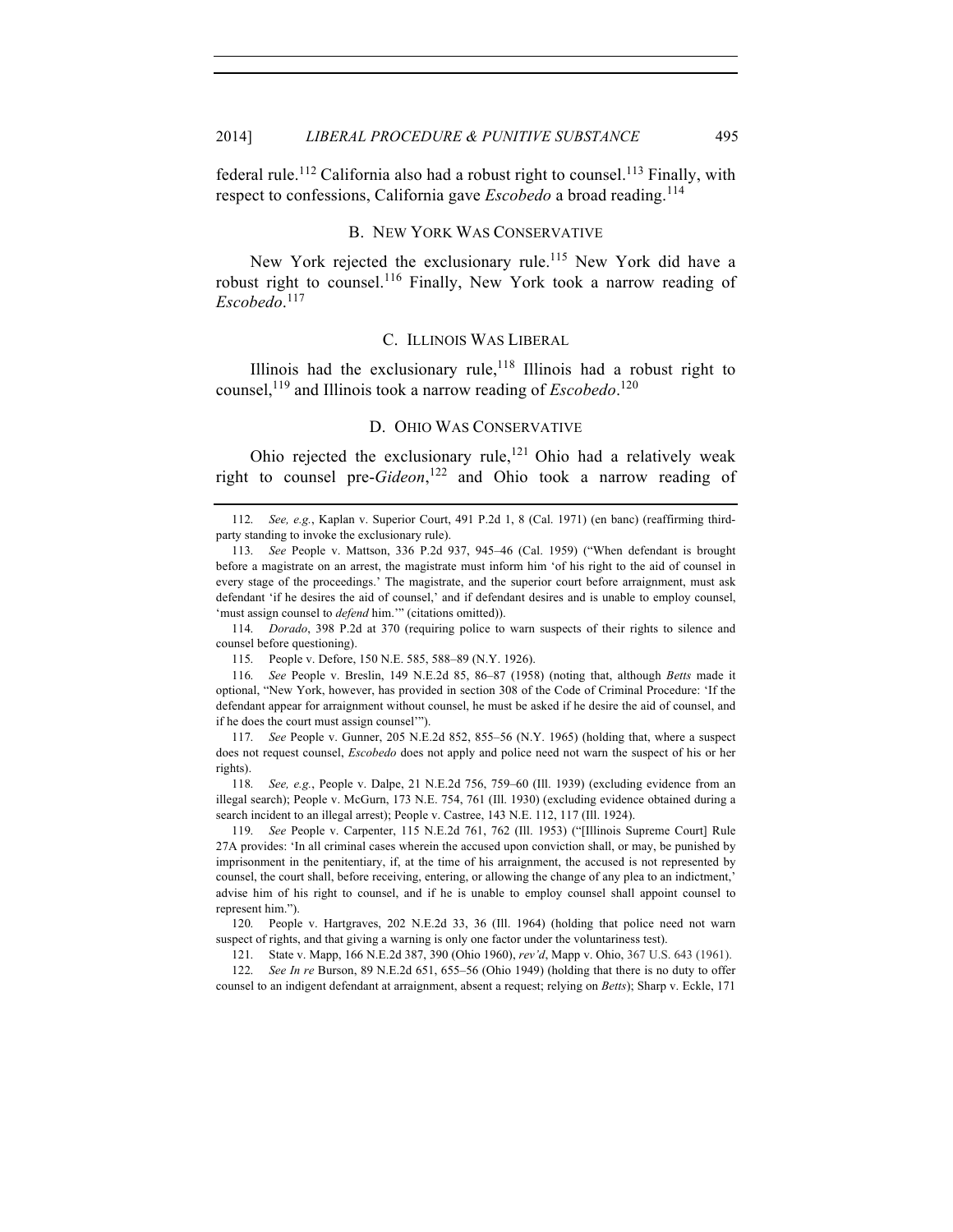federal rule.[112] California also had a robust right to counsel.[113] Finally, with respect to confessions, California gave *Escobedo* a broad reading.[114]

### B. New York Was Conservative

New York rejected the exclusionary rule.[115] New York did have a robust right to counsel.[116] Finally, New York took a narrow reading of *Escobedo*.[117]

### C. Illinois Was Liberal

Illinois had the exclusionary rule,[118] Illinois had a robust right to counsel,[119] and Illinois took a narrow reading of *Escobedo*.[120]

### D. Ohio Was Conservative

Ohio rejected the exclusionary rule,[121] Ohio had a relatively weak right to counsel pre-*Gideon*,[122] and Ohio took a narrow reading of

---

112. *See, e.g.*, Kaplan v. Superior Court, 491 P.2d 1, 8 (Cal. 1971) (en banc) (reaffirming third-party standing to invoke the exclusionary rule).

113. *See* People v. Mattson, 336 P.2d 937, 945–46 (Cal. 1959) ("When defendant is brought before a magistrate on an arrest, the magistrate must inform him 'of his right to the aid of counsel in every stage of the proceedings.' The magistrate, and the superior court before arraignment, must ask defendant 'if he desires the aid of counsel,' and if defendant desires and is unable to employ counsel, 'must assign counsel to *defend* him.'" (citations omitted)).

114. *Dorado*, 398 P.2d at 370 (requiring police to warn suspects of their rights to silence and counsel before questioning).

115. People v. Defore, 150 N.E. 585, 588–89 (N.Y. 1926).

116. *See* People v. Breslin, 149 N.E.2d 85, 86–87 (1958) (noting that, although *Betts* made it optional, "New York, however, has provided in section 308 of the Code of Criminal Procedure: 'If the defendant appear for arraignment without counsel, he must be asked if he desire the aid of counsel, and if he does the court must assign counsel'").

117. *See* People v. Gunner, 205 N.E.2d 852, 855–56 (N.Y. 1965) (holding that, where a suspect does not request counsel, *Escobedo* does not apply and police need not warn the suspect of his or her rights).

118. *See, e.g.*, People v. Dalpe, 21 N.E.2d 756, 759–60 (Ill. 1939) (excluding evidence from an illegal search); People v. McGurn, 173 N.E. 754, 761 (Ill. 1930) (excluding evidence obtained during a search incident to an illegal arrest); People v. Castree, 143 N.E. 112, 117 (Ill. 1924).

119. *See* People v. Carpenter, 115 N.E.2d 761, 762 (Ill. 1953) ("[Illinois Supreme Court] Rule 27A provides: 'In all criminal cases wherein the accused upon conviction shall, or may, be punished by imprisonment in the penitentiary, if, at the time of his arraignment, the accused is not represented by counsel, the court shall, before receiving, entering, or allowing the change of any plea to an indictment,' advise him of his right to counsel, and if he is unable to employ counsel shall appoint counsel to represent him.").

120. People v. Hartgraves, 202 N.E.2d 33, 36 (Ill. 1964) (holding that police need not warn suspect of rights, and that giving a warning is only one factor under the voluntariness test).

121. State v. Mapp, 166 N.E.2d 387, 390 (Ohio 1960), *rev'd*, Mapp v. Ohio, 367 U.S. 643 (1961).

122. *See In re* Burson, 89 N.E.2d 651, 655–56 (Ohio 1949) (holding that there is no duty to offer counsel to an indigent defendant at arraignment, absent a request; relying on *Betts*); Sharp v. Eckle, 171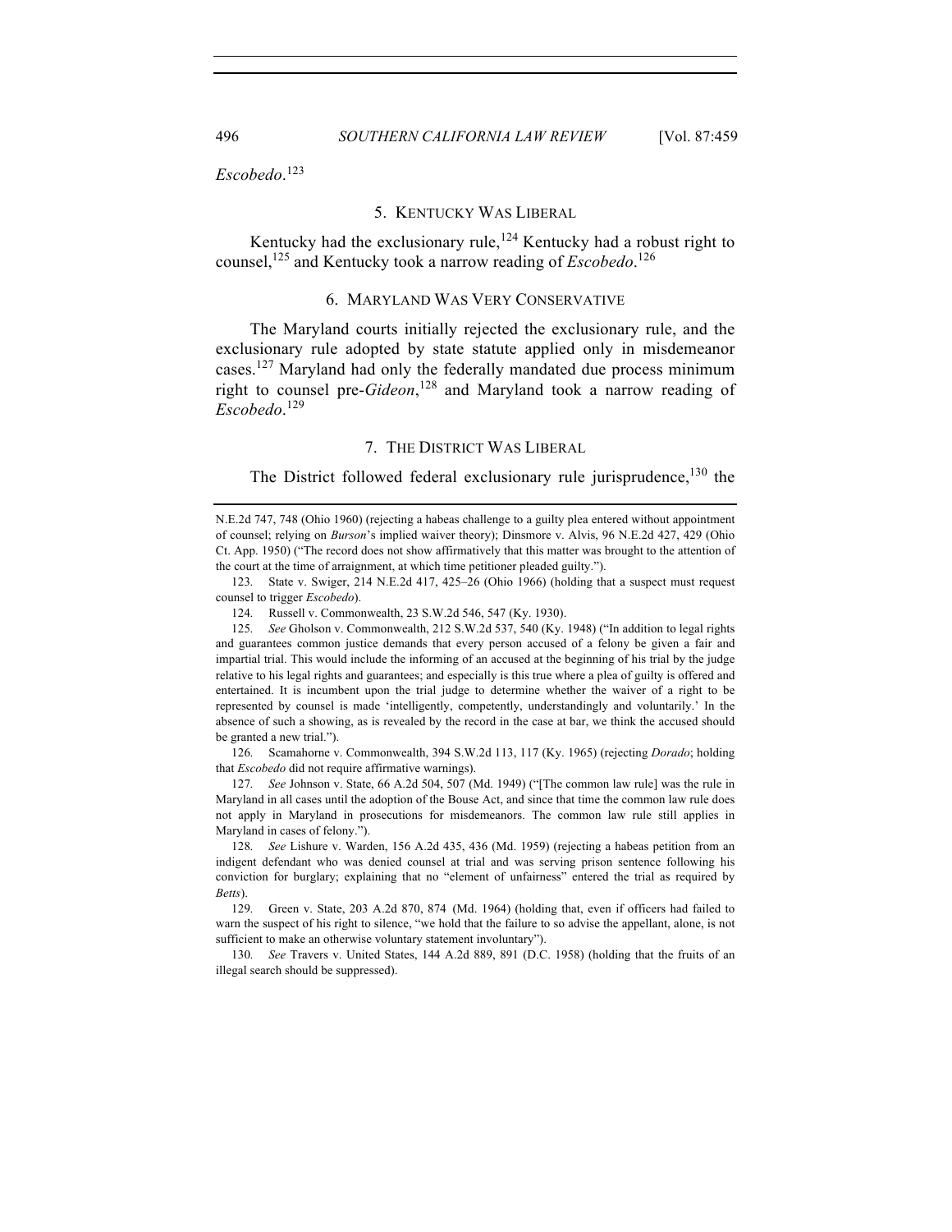*Escobedo*.[123]

### 5. KENTUCKY WAS LIBERAL

Kentucky had the exclusionary rule,[124] Kentucky had a robust right to counsel,[125] and Kentucky took a narrow reading of *Escobedo*.[126]

### 6. MARYLAND WAS VERY CONSERVATIVE

The Maryland courts initially rejected the exclusionary rule, and the exclusionary rule adopted by state statute applied only in misdemeanor cases.[127] Maryland had only the federally mandated due process minimum right to counsel pre-*Gideon*,[128] and Maryland took a narrow reading of *Escobedo*.[129]

### 7. THE DISTRICT WAS LIBERAL

The District followed federal exclusionary rule jurisprudence,[130] the

---

N.E.2d 747, 748 (Ohio 1960) (rejecting a habeas challenge to a guilty plea entered without appointment of counsel; relying on *Burson*'s implied waiver theory); Dinsmore v. Alvis, 96 N.E.2d 427, 429 (Ohio Ct. App. 1950) ("The record does not show affirmatively that this matter was brought to the attention of the court at the time of arraignment, at which time petitioner pleaded guilty.").

123. State v. Swiger, 214 N.E.2d 417, 425–26 (Ohio 1966) (holding that a suspect must request counsel to trigger *Escobedo*).

124. Russell v. Commonwealth, 23 S.W.2d 546, 547 (Ky. 1930).

125. *See* Gholson v. Commonwealth, 212 S.W.2d 537, 540 (Ky. 1948) ("In addition to legal rights and guarantees common justice demands that every person accused of a felony be given a fair and impartial trial. This would include the informing of an accused at the beginning of his trial by the judge relative to his legal rights and guarantees; and especially is this true where a plea of guilty is offered and entertained. It is incumbent upon the trial judge to determine whether the waiver of a right to be represented by counsel is made 'intelligently, competently, understandingly and voluntarily.' In the absence of such a showing, as is revealed by the record in the case at bar, we think the accused should be granted a new trial.").

126. Scamahorne v. Commonwealth, 394 S.W.2d 113, 117 (Ky. 1965) (rejecting *Dorado*; holding that *Escobedo* did not require affirmative warnings).

127. *See* Johnson v. State, 66 A.2d 504, 507 (Md. 1949) ("[The common law rule] was the rule in Maryland in all cases until the adoption of the Bouse Act, and since that time the common law rule does not apply in Maryland in prosecutions for misdemeanors. The common law rule still applies in Maryland in cases of felony.").

128. *See* Lishure v. Warden, 156 A.2d 435, 436 (Md. 1959) (rejecting a habeas petition from an indigent defendant who was denied counsel at trial and was serving prison sentence following his conviction for burglary; explaining that no "element of unfairness" entered the trial as required by *Betts*).

129. Green v. State, 203 A.2d 870, 874 (Md. 1964) (holding that, even if officers had failed to warn the suspect of his right to silence, "we hold that the failure to so advise the appellant, alone, is not sufficient to make an otherwise voluntary statement involuntary").

130. *See* Travers v. United States, 144 A.2d 889, 891 (D.C. 1958) (holding that the fruits of an illegal search should be suppressed).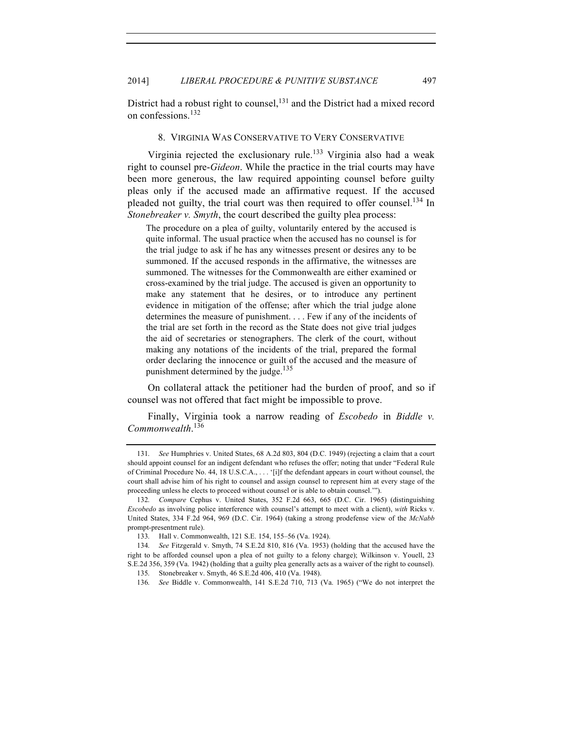District had a robust right to counsel,[131] and the District had a mixed record on confessions.[132]

### 8. Virginia Was Conservative to Very Conservative

Virginia rejected the exclusionary rule.[133] Virginia also had a weak right to counsel pre-*Gideon*. While the practice in the trial courts may have been more generous, the law required appointing counsel before guilty pleas only if the accused made an affirmative request. If the accused pleaded not guilty, the trial court was then required to offer counsel.[134] In *Stonebreaker v. Smyth*, the court described the guilty plea process:

> The procedure on a plea of guilty, voluntarily entered by the accused is quite informal. The usual practice when the accused has no counsel is for the trial judge to ask if he has any witnesses present or desires any to be summoned. If the accused responds in the affirmative, the witnesses are summoned. The witnesses for the Commonwealth are either examined or cross-examined by the trial judge. The accused is given an opportunity to make any statement that he desires, or to introduce any pertinent evidence in mitigation of the offense; after which the trial judge alone determines the measure of punishment. . . . Few if any of the incidents of the trial are set forth in the record as the State does not give trial judges the aid of secretaries or stenographers. The clerk of the court, without making any notations of the incidents of the trial, prepared the formal order declaring the innocence or guilt of the accused and the measure of punishment determined by the judge.[135]

On collateral attack the petitioner had the burden of proof, and so if counsel was not offered that fact might be impossible to prove.

Finally, Virginia took a narrow reading of *Escobedo* in *Biddle v. Commonwealth*.[136]

---

131. *See* Humphries v. United States, 68 A.2d 803, 804 (D.C. 1949) (rejecting a claim that a court should appoint counsel for an indigent defendant who refuses the offer; noting that under "Federal Rule of Criminal Procedure No. 44, 18 U.S.C.A., . . . '[i]f the defendant appears in court without counsel, the court shall advise him of his right to counsel and assign counsel to represent him at every stage of the proceeding unless he elects to proceed without counsel or is able to obtain counsel.'").

132. *Compare* Cephus v. United States, 352 F.2d 663, 665 (D.C. Cir. 1965) (distinguishing *Escobedo* as involving police interference with counsel's attempt to meet with a client), *with* Ricks v. United States, 334 F.2d 964, 969 (D.C. Cir. 1964) (taking a strong prodefense view of the *McNabb* prompt-presentment rule).

133. Hall v. Commonwealth, 121 S.E. 154, 155–56 (Va. 1924).

134. *See* Fitzgerald v. Smyth, 74 S.E.2d 810, 816 (Va. 1953) (holding that the accused have the right to be afforded counsel upon a plea of not guilty to a felony charge); Wilkinson v. Youell, 23 S.E.2d 356, 359 (Va. 1942) (holding that a guilty plea generally acts as a waiver of the right to counsel).

135. Stonebreaker v. Smyth, 46 S.E.2d 406, 410 (Va. 1948).

136. *See* Biddle v. Commonwealth, 141 S.E.2d 710, 713 (Va. 1965) ("We do not interpret the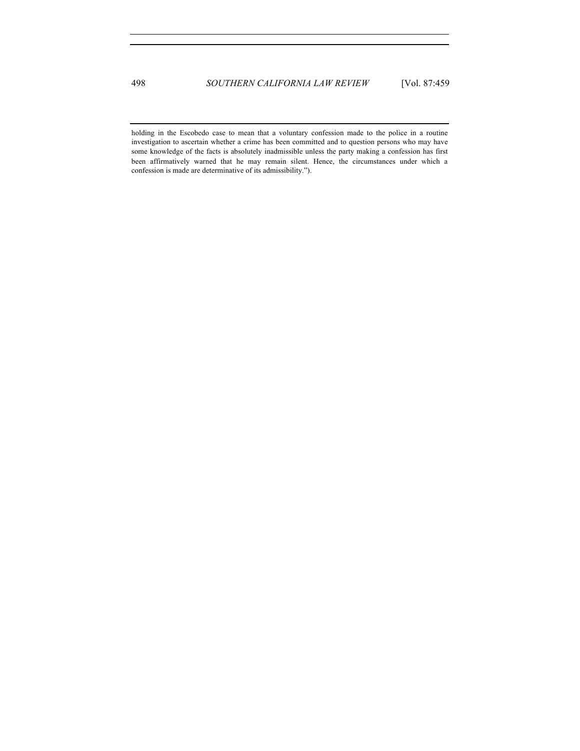holding in the Escobedo case to mean that a voluntary confession made to the police in a routine investigation to ascertain whether a crime has been committed and to question persons who may have some knowledge of the facts is absolutely inadmissible unless the party making a confession has first been affirmatively warned that he may remain silent. Hence, the circumstances under which a confession is made are determinative of its admissibility.").